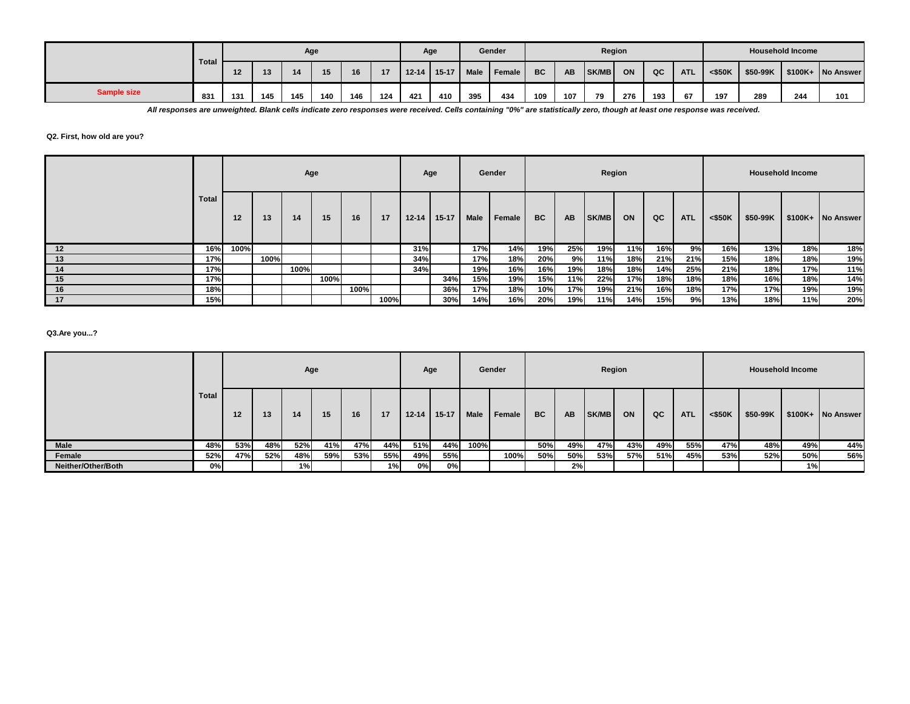| | Total | Age | | | | | | Age | | Gender | | Region | | | | | | Household Income | | | |
|---|---|---|---|---|---|---|---|---|---|---|---|---|---|---|---|---|---|---|---|---|---|
| | | 12 | 13 | 14 | 15 | 16 | 17 | 12-14 | 15-17 | Male | Female | BC | AB | SK/MB | ON | QC | ATL | <$50K | $50-99K | $100K+ | No Answer |
| Sample size | 831 | 131 | 145 | 145 | 140 | 146 | 124 | 421 | 410 | 395 | 434 | 109 | 107 | 79 | 276 | 193 | 67 | 197 | 289 | 244 | 101 |

***All responses are unweighted. Blank cells indicate zero responses were received. Cells containing "0%" are statistically zero, though at least one response was received.***

**Q2. First, how old are you?**

| | Total | Age | | | | | | Age | | Gender | | Region | | | | | | Household Income | | | |
|---|---|---|---|---|---|---|---|---|---|---|---|---|---|---|---|---|---|---|---|---|---|
| | | 12 | 13 | 14 | 15 | 16 | 17 | 12-14 | 15-17 | Male | Female | BC | AB | SK/MB | ON | QC | ATL | <$50K | $50-99K | $100K+ | No Answer |
| 12 | 16% | 100% | | | | | | 31% | | 17% | 14% | 19% | 25% | 19% | 11% | 16% | 9% | 16% | 13% | 18% | 18% |
| 13 | 17% | | 100% | | | | | 34% | | 17% | 18% | 20% | 9% | 11% | 18% | 21% | 21% | 15% | 18% | 18% | 19% |
| 14 | 17% | | | 100% | | | | 34% | | 19% | 16% | 16% | 19% | 18% | 18% | 14% | 25% | 21% | 18% | 17% | 11% |
| 15 | 17% | | | | 100% | | | | 34% | 15% | 19% | 15% | 11% | 22% | 17% | 18% | 18% | 18% | 16% | 18% | 14% |
| 16 | 18% | | | | | 100% | | | 36% | 17% | 18% | 10% | 17% | 19% | 21% | 16% | 18% | 17% | 17% | 19% | 19% |
| 17 | 15% | | | | | | 100% | | 30% | 14% | 16% | 20% | 19% | 11% | 14% | 15% | 9% | 13% | 18% | 11% | 20% |

**Q3.Are you...?**

| | Total | Age | | | | | | Age | | Gender | | Region | | | | | | Household Income | | | |
|---|---|---|---|---|---|---|---|---|---|---|---|---|---|---|---|---|---|---|---|---|---|
| | | 12 | 13 | 14 | 15 | 16 | 17 | 12-14 | 15-17 | Male | Female | BC | AB | SK/MB | ON | QC | ATL | <$50K | $50-99K | $100K+ | No Answer |
| Male | 48% | 53% | 48% | 52% | 41% | 47% | 44% | 51% | 44% | 100% | | 50% | 49% | 47% | 43% | 49% | 55% | 47% | 48% | 49% | 44% |
| Female | 52% | 47% | 52% | 48% | 59% | 53% | 55% | 49% | 55% | | 100% | 50% | 50% | 53% | 57% | 51% | 45% | 53% | 52% | 50% | 56% |
| Neither/Other/Both | 0% | | | 1% | | | 1% | 0% | 0% | | | | 2% | | | | | | | 1% | |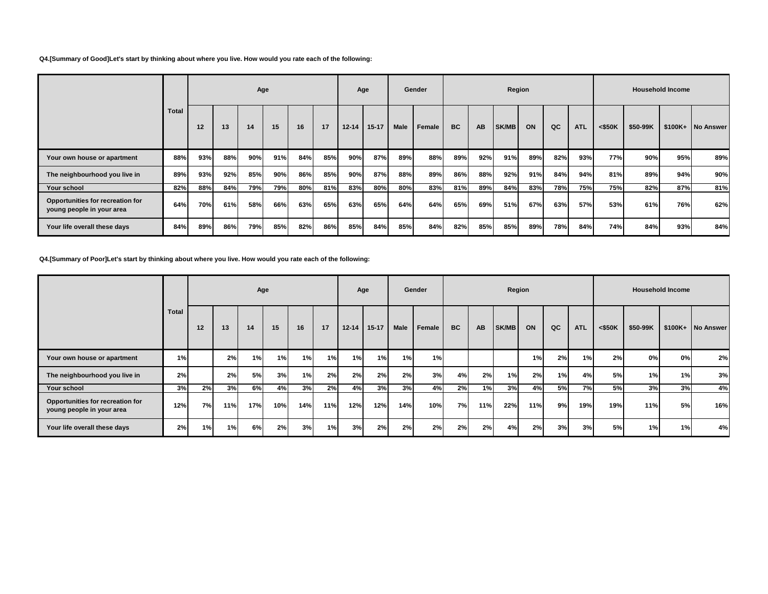**Q4.[Summary of Good]Let's start by thinking about where you live. How would you rate each of the following:**

| | Total | Age | | | | | | Age | | Gender | | Region | | | | | | Household Income | | | |
|---|---|---|---|---|---|---|---|---|---|---|---|---|---|---|---|---|---|---|---|---|---|
| | | 12 | 13 | 14 | 15 | 16 | 17 | 12-14 | 15-17 | Male | Female | BC | AB | SK/MB | ON | QC | ATL | <$50K | $50-99K | $100K+ | No Answer |
| Your own house or apartment | 88% | 93% | 88% | 90% | 91% | 84% | 85% | 90% | 87% | 89% | 88% | 89% | 92% | 91% | 89% | 82% | 93% | 77% | 90% | 95% | 89% |
| The neighbourhood you live in | 89% | 93% | 92% | 85% | 90% | 86% | 85% | 90% | 87% | 88% | 89% | 86% | 88% | 92% | 91% | 84% | 94% | 81% | 89% | 94% | 90% |
| Your school | 82% | 88% | 84% | 79% | 79% | 80% | 81% | 83% | 80% | 80% | 83% | 81% | 89% | 84% | 83% | 78% | 75% | 75% | 82% | 87% | 81% |
| Opportunities for recreation for young people in your area | 64% | 70% | 61% | 58% | 66% | 63% | 65% | 63% | 65% | 64% | 64% | 65% | 69% | 51% | 67% | 63% | 57% | 53% | 61% | 76% | 62% |
| Your life overall these days | 84% | 89% | 86% | 79% | 85% | 82% | 86% | 85% | 84% | 85% | 84% | 82% | 85% | 85% | 89% | 78% | 84% | 74% | 84% | 93% | 84% |

**Q4.[Summary of Poor]Let's start by thinking about where you live. How would you rate each of the following:**

| | Total | Age | | | | | | Age | | Gender | | Region | | | | | | Household Income | | | |
|---|---|---|---|---|---|---|---|---|---|---|---|---|---|---|---|---|---|---|---|---|---|
| | | 12 | 13 | 14 | 15 | 16 | 17 | 12-14 | 15-17 | Male | Female | BC | AB | SK/MB | ON | QC | ATL | <$50K | $50-99K | $100K+ | No Answer |
| Your own house or apartment | 1% | | 2% | 1% | 1% | 1% | 1% | 1% | 1% | 1% | 1% | | | | 1% | 2% | 1% | 2% | 0% | 0% | 2% |
| The neighbourhood you live in | 2% | | 2% | 5% | 3% | 1% | 2% | 2% | 2% | 2% | 3% | 4% | 2% | 1% | 2% | 1% | 4% | 5% | 1% | 1% | 3% |
| Your school | 3% | 2% | 3% | 6% | 4% | 3% | 2% | 4% | 3% | 3% | 4% | 2% | 1% | 3% | 4% | 5% | 7% | 5% | 3% | 3% | 4% |
| Opportunities for recreation for young people in your area | 12% | 7% | 11% | 17% | 10% | 14% | 11% | 12% | 12% | 14% | 10% | 7% | 11% | 22% | 11% | 9% | 19% | 19% | 11% | 5% | 16% |
| Your life overall these days | 2% | 1% | 1% | 6% | 2% | 3% | 1% | 3% | 2% | 2% | 2% | 2% | 2% | 4% | 2% | 3% | 3% | 5% | 1% | 1% | 4% |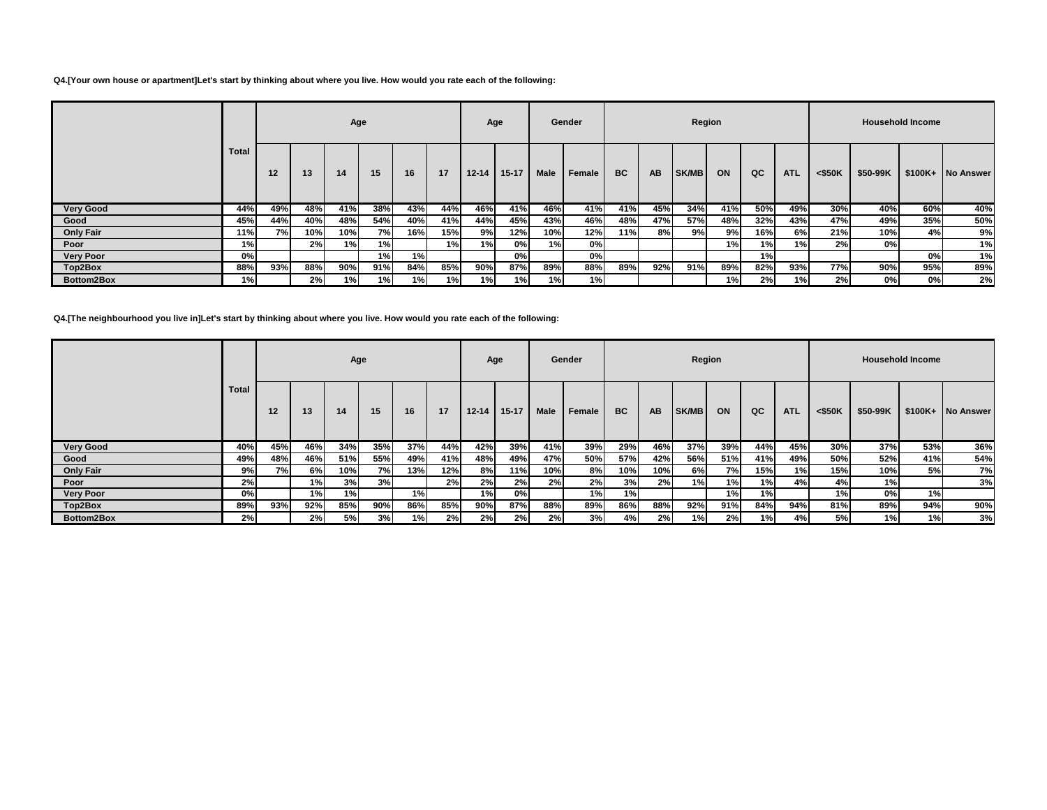Q4.[Your own house or apartment]Let's start by thinking about where you live. How would you rate each of the following:

| | Total | Age | | | | | | Age | | Gender | | Region | | | | | | Household Income | | | |
|---|---|---|---|---|---|---|---|---|---|---|---|---|---|---|---|---|---|---|---|---|---|
| | | 12 | 13 | 14 | 15 | 16 | 17 | 12-14 | 15-17 | Male | Female | BC | AB | SK/MB | ON | QC | ATL | <$50K | $50-99K | $100K+ | No Answer |
| **Very Good** | 44% | 49% | 48% | 41% | 38% | 43% | 44% | 46% | 41% | 46% | 41% | 41% | 45% | 34% | 41% | 50% | 49% | 30% | 40% | 60% | 40% |
| **Good** | 45% | 44% | 40% | 48% | 54% | 40% | 41% | 44% | 45% | 43% | 46% | 48% | 47% | 57% | 48% | 32% | 43% | 47% | 49% | 35% | 50% |
| **Only Fair** | 11% | 7% | 10% | 10% | 7% | 16% | 15% | 9% | 12% | 10% | 12% | 11% | 8% | 9% | 9% | 16% | 6% | 21% | 10% | 4% | 9% |
| **Poor** | 1% | | 2% | 1% | 1% | | 1% | 1% | 0% | 1% | 0% | | | | 1% | 1% | 1% | 2% | 0% | | 1% |
| **Very Poor** | 0% | | | | 1% | 1% | | | 0% | | 0% | | | | | 1% | | | | 0% | 1% |
| **Top2Box** | 88% | 93% | 88% | 90% | 91% | 84% | 85% | 90% | 87% | 89% | 88% | 89% | 92% | 91% | 89% | 82% | 93% | 77% | 90% | 95% | 89% |
| **Bottom2Box** | 1% | | 2% | 1% | 1% | 1% | 1% | 1% | 1% | 1% | 1% | | | | 1% | 2% | 1% | 2% | 0% | 0% | 2% |

Q4.[The neighbourhood you live in]Let's start by thinking about where you live. How would you rate each of the following:

| | Total | Age | | | | | | Age | | Gender | | Region | | | | | | Household Income | | | |
|---|---|---|---|---|---|---|---|---|---|---|---|---|---|---|---|---|---|---|---|---|---|
| | | 12 | 13 | 14 | 15 | 16 | 17 | 12-14 | 15-17 | Male | Female | BC | AB | SK/MB | ON | QC | ATL | <$50K | $50-99K | $100K+ | No Answer |
| **Very Good** | 40% | 45% | 46% | 34% | 35% | 37% | 44% | 42% | 39% | 41% | 39% | 29% | 46% | 37% | 39% | 44% | 45% | 30% | 37% | 53% | 36% |
| **Good** | 49% | 48% | 46% | 51% | 55% | 49% | 41% | 48% | 49% | 47% | 50% | 57% | 42% | 56% | 51% | 41% | 49% | 50% | 52% | 41% | 54% |
| **Only Fair** | 9% | 7% | 6% | 10% | 7% | 13% | 12% | 8% | 11% | 10% | 8% | 10% | 10% | 6% | 7% | 15% | 1% | 15% | 10% | 5% | 7% |
| **Poor** | 2% | | 1% | 3% | 3% | | 2% | 2% | 2% | 2% | 2% | 3% | 2% | 1% | 1% | 1% | 4% | 4% | 1% | | 3% |
| **Very Poor** | 0% | | 1% | 1% | | 1% | | 1% | 0% | | 1% | 1% | | | 1% | 1% | | 1% | 0% | 1% | |
| **Top2Box** | 89% | 93% | 92% | 85% | 90% | 86% | 85% | 90% | 87% | 88% | 89% | 86% | 88% | 92% | 91% | 84% | 94% | 81% | 89% | 94% | 90% |
| **Bottom2Box** | 2% | | 2% | 5% | 3% | 1% | 2% | 2% | 2% | 2% | 3% | 4% | 2% | 1% | 2% | 1% | 4% | 5% | 1% | 1% | 3% |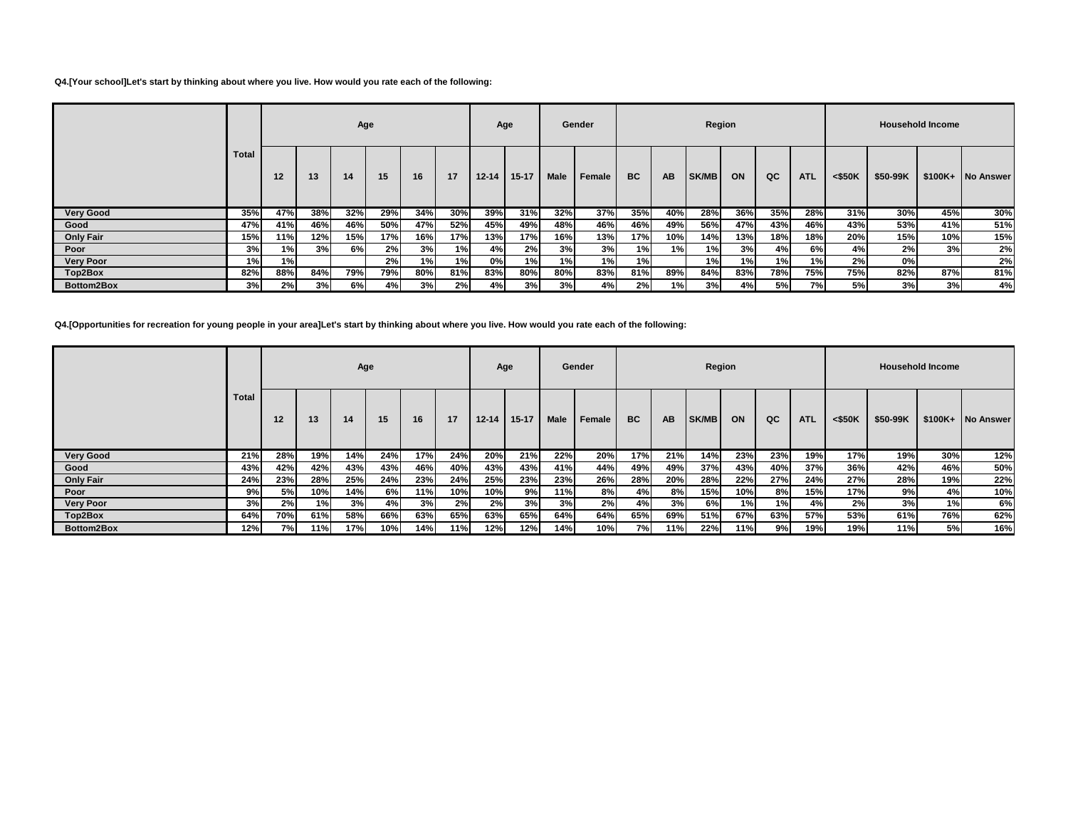**Q4.[Your school]Let's start by thinking about where you live. How would you rate each of the following:**

| | Total | Age | | | | | | Age | | Gender | | Region | | | | | | Household Income | | | |
|---|---|---|---|---|---|---|---|---|---|---|---|---|---|---|---|---|---|---|---|---|---|
| | | 12 | 13 | 14 | 15 | 16 | 17 | 12-14 | 15-17 | Male | Female | BC | AB | SK/MB | ON | QC | ATL | <$50K | $50-99K | $100K+ | No Answer |
| **Very Good** | 35% | 47% | 38% | 32% | 29% | 34% | 30% | 39% | 31% | 32% | 37% | 35% | 40% | 28% | 36% | 35% | 28% | 31% | 30% | 45% | 30% |
| **Good** | 47% | 41% | 46% | 46% | 50% | 47% | 52% | 45% | 49% | 48% | 46% | 46% | 49% | 56% | 47% | 43% | 46% | 43% | 53% | 41% | 51% |
| **Only Fair** | 15% | 11% | 12% | 15% | 17% | 16% | 17% | 13% | 17% | 16% | 13% | 17% | 10% | 14% | 13% | 18% | 18% | 20% | 15% | 10% | 15% |
| **Poor** | 3% | 1% | 3% | 6% | 2% | 3% | 1% | 4% | 2% | 3% | 3% | 1% | 1% | 1% | 3% | 4% | 6% | 4% | 2% | 3% | 2% |
| **Very Poor** | 1% | 1% | | | 2% | 1% | 1% | 0% | 1% | 1% | 1% | 1% | | 1% | 1% | 1% | 1% | 2% | 0% | | 2% |
| **Top2Box** | 82% | 88% | 84% | 79% | 79% | 80% | 81% | 83% | 80% | 80% | 83% | 81% | 89% | 84% | 83% | 78% | 75% | 75% | 82% | 87% | 81% |
| **Bottom2Box** | 3% | 2% | 3% | 6% | 4% | 3% | 2% | 4% | 3% | 3% | 4% | 2% | 1% | 3% | 4% | 5% | 7% | 5% | 3% | 3% | 4% |

**Q4.[Opportunities for recreation for young people in your area]Let's start by thinking about where you live. How would you rate each of the following:**

| | Total | Age | | | | | | Age | | Gender | | Region | | | | | | Household Income | | | |
|---|---|---|---|---|---|---|---|---|---|---|---|---|---|---|---|---|---|---|---|---|---|
| | | 12 | 13 | 14 | 15 | 16 | 17 | 12-14 | 15-17 | Male | Female | BC | AB | SK/MB | ON | QC | ATL | <$50K | $50-99K | $100K+ | No Answer |
| **Very Good** | 21% | 28% | 19% | 14% | 24% | 17% | 24% | 20% | 21% | 22% | 20% | 17% | 21% | 14% | 23% | 23% | 19% | 17% | 19% | 30% | 12% |
| **Good** | 43% | 42% | 42% | 43% | 43% | 46% | 40% | 43% | 43% | 41% | 44% | 49% | 49% | 37% | 43% | 40% | 37% | 36% | 42% | 46% | 50% |
| **Only Fair** | 24% | 23% | 28% | 25% | 24% | 23% | 24% | 25% | 23% | 23% | 26% | 28% | 20% | 28% | 22% | 27% | 24% | 27% | 28% | 19% | 22% |
| **Poor** | 9% | 5% | 10% | 14% | 6% | 11% | 10% | 10% | 9% | 11% | 8% | 4% | 8% | 15% | 10% | 8% | 15% | 17% | 9% | 4% | 10% |
| **Very Poor** | 3% | 2% | 1% | 3% | 4% | 3% | 2% | 2% | 3% | 3% | 2% | 4% | 3% | 6% | 1% | 1% | 4% | 2% | 3% | 1% | 6% |
| **Top2Box** | 64% | 70% | 61% | 58% | 66% | 63% | 65% | 63% | 65% | 64% | 64% | 65% | 69% | 51% | 67% | 63% | 57% | 53% | 61% | 76% | 62% |
| **Bottom2Box** | 12% | 7% | 11% | 17% | 10% | 14% | 11% | 12% | 12% | 14% | 10% | 7% | 11% | 22% | 11% | 9% | 19% | 19% | 11% | 5% | 16% |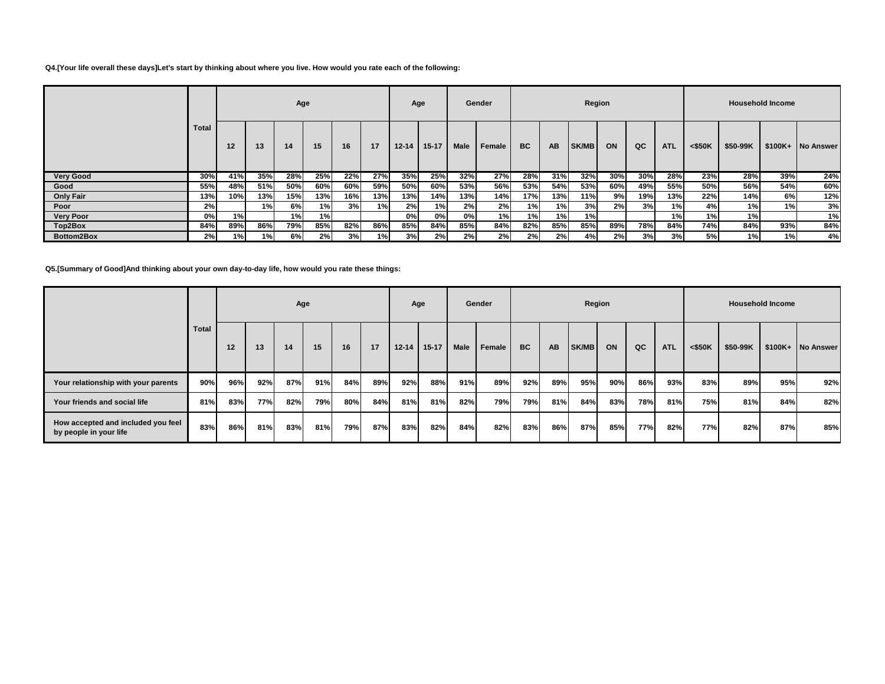**Q4.[Your life overall these days]Let's start by thinking about where you live. How would you rate each of the following:**

| | Total | Age | | | | | | Age | | Gender | | Region | | | | | | Household Income | | | |
|---|---|---|---|---|---|---|---|---|---|---|---|---|---|---|---|---|---|---|---|---|---|
| | | 12 | 13 | 14 | 15 | 16 | 17 | 12-14 | 15-17 | Male | Female | BC | AB | SK/MB | ON | QC | ATL | <$50K | $50-99K | $100K+ | No Answer |
| Very Good | 30% | 41% | 35% | 28% | 25% | 22% | 27% | 35% | 25% | 32% | 27% | 28% | 31% | 32% | 30% | 30% | 28% | 23% | 28% | 39% | 24% |
| Good | 55% | 48% | 51% | 50% | 60% | 60% | 59% | 50% | 60% | 53% | 56% | 53% | 54% | 53% | 60% | 49% | 55% | 50% | 56% | 54% | 60% |
| Only Fair | 13% | 10% | 13% | 15% | 13% | 16% | 13% | 13% | 14% | 13% | 14% | 17% | 13% | 11% | 9% | 19% | 13% | 22% | 14% | 6% | 12% |
| Poor | 2% | | 1% | 6% | 1% | 3% | 1% | 2% | 1% | 2% | 2% | 1% | 1% | 3% | 2% | 3% | 1% | 4% | 1% | 1% | 3% |
| Very Poor | 0% | 1% | | 1% | 1% | | | 0% | 0% | 0% | 1% | 1% | 1% | 1% | | | 1% | 1% | 1% | | 1% |
| Top2Box | 84% | 89% | 86% | 79% | 85% | 82% | 86% | 85% | 84% | 85% | 84% | 82% | 85% | 85% | 89% | 78% | 84% | 74% | 84% | 93% | 84% |
| Bottom2Box | 2% | 1% | 1% | 6% | 2% | 3% | 1% | 3% | 2% | 2% | 2% | 2% | 2% | 4% | 2% | 3% | 3% | 5% | 1% | 1% | 4% |

**Q5.[Summary of Good]And thinking about your own day-to-day life, how would you rate these things:**

| | Total | Age | | | | | | Age | | Gender | | Region | | | | | | Household Income | | | |
|---|---|---|---|---|---|---|---|---|---|---|---|---|---|---|---|---|---|---|---|---|---|
| | | 12 | 13 | 14 | 15 | 16 | 17 | 12-14 | 15-17 | Male | Female | BC | AB | SK/MB | ON | QC | ATL | <$50K | $50-99K | $100K+ | No Answer |
| Your relationship with your parents | 90% | 96% | 92% | 87% | 91% | 84% | 89% | 92% | 88% | 91% | 89% | 92% | 89% | 95% | 90% | 86% | 93% | 83% | 89% | 95% | 92% |
| Your friends and social life | 81% | 83% | 77% | 82% | 79% | 80% | 84% | 81% | 81% | 82% | 79% | 79% | 81% | 84% | 83% | 78% | 81% | 75% | 81% | 84% | 82% |
| How accepted and included you feel by people in your life | 83% | 86% | 81% | 83% | 81% | 79% | 87% | 83% | 82% | 84% | 82% | 83% | 86% | 87% | 85% | 77% | 82% | 77% | 82% | 87% | 85% |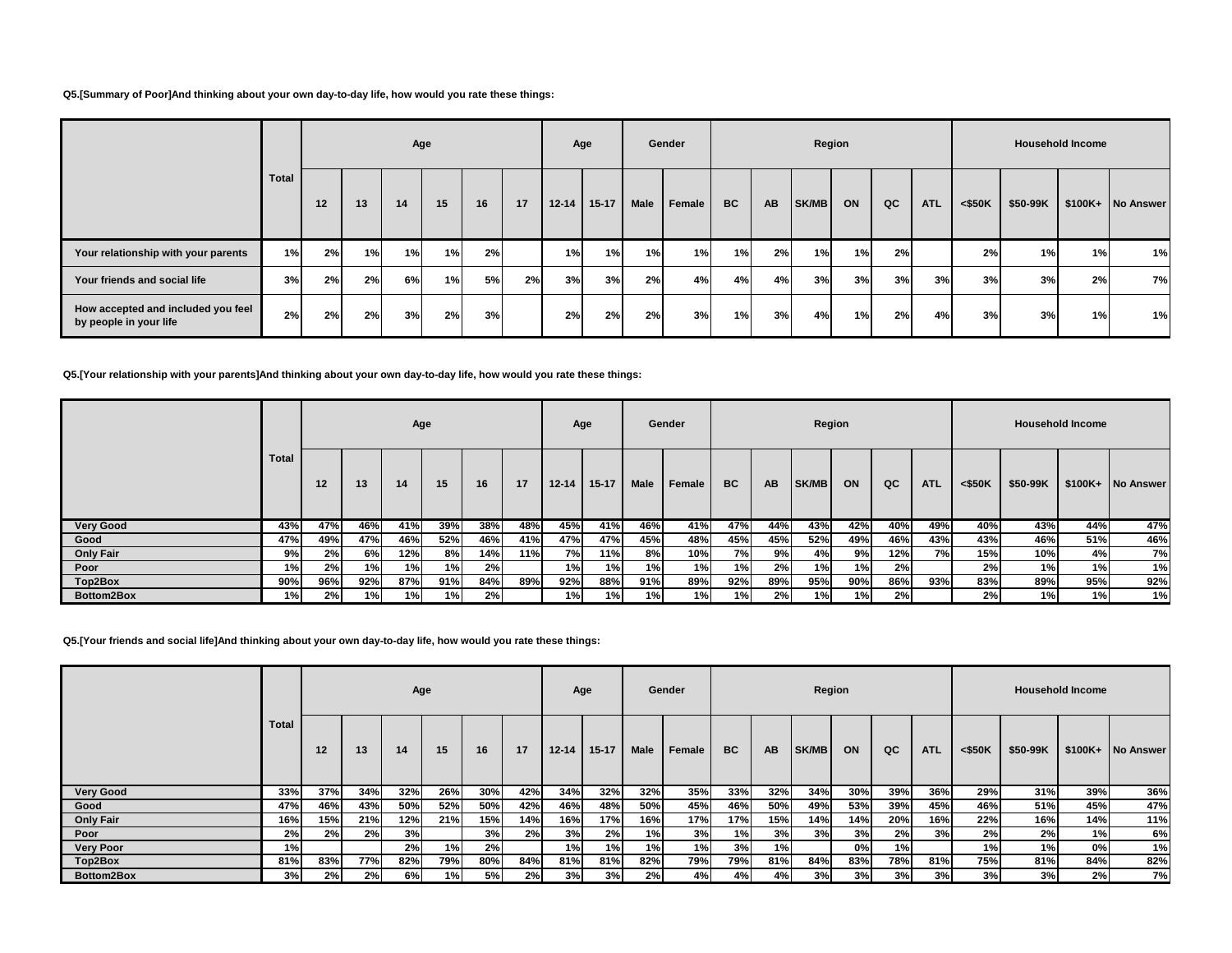**Q5.[Summary of Poor]And thinking about your own day-to-day life, how would you rate these things:**

| | Total | Age | | | | | | Age | | Gender | | Region | | | | | | Household Income | | | |
|---|---|---|---|---|---|---|---|---|---|---|---|---|---|---|---|---|---|---|---|---|---|
| | | 12 | 13 | 14 | 15 | 16 | 17 | 12-14 | 15-17 | Male | Female | BC | AB | SK/MB | ON | QC | ATL | <$50K | $50-99K | $100K+ | No Answer |
| Your relationship with your parents | 1% | 2% | 1% | 1% | 1% | 2% | | 1% | 1% | 1% | 1% | 1% | 2% | 1% | 1% | 2% | | 2% | 1% | 1% | 1% |
| Your friends and social life | 3% | 2% | 2% | 6% | 1% | 5% | 2% | 3% | 3% | 2% | 4% | 4% | 4% | 3% | 3% | 3% | 3% | 3% | 3% | 2% | 7% |
| How accepted and included you feel by people in your life | 2% | 2% | 2% | 3% | 2% | 3% | | 2% | 2% | 2% | 3% | 1% | 3% | 4% | 1% | 2% | 4% | 3% | 3% | 1% | 1% |

**Q5.[Your relationship with your parents]And thinking about your own day-to-day life, how would you rate these things:**

| | Total | Age | | | | | | Age | | Gender | | Region | | | | | | Household Income | | | |
|---|---|---|---|---|---|---|---|---|---|---|---|---|---|---|---|---|---|---|---|---|---|
| | | 12 | 13 | 14 | 15 | 16 | 17 | 12-14 | 15-17 | Male | Female | BC | AB | SK/MB | ON | QC | ATL | <$50K | $50-99K | $100K+ | No Answer |
| Very Good | 43% | 47% | 46% | 41% | 39% | 38% | 48% | 45% | 41% | 46% | 41% | 47% | 44% | 43% | 42% | 40% | 49% | 40% | 43% | 44% | 47% |
| Good | 47% | 49% | 47% | 46% | 52% | 46% | 41% | 47% | 47% | 45% | 48% | 45% | 45% | 52% | 49% | 46% | 43% | 43% | 46% | 51% | 46% |
| Only Fair | 9% | 2% | 6% | 12% | 8% | 14% | 11% | 7% | 11% | 8% | 10% | 7% | 9% | 4% | 9% | 12% | 7% | 15% | 10% | 4% | 7% |
| Poor | 1% | 2% | 1% | 1% | 1% | 2% | | 1% | 1% | 1% | 1% | 1% | 2% | 1% | 1% | 2% | | 2% | 1% | 1% | 1% |
| Top2Box | 90% | 96% | 92% | 87% | 91% | 84% | 89% | 92% | 88% | 91% | 89% | 92% | 89% | 95% | 90% | 86% | 93% | 83% | 89% | 95% | 92% |
| Bottom2Box | 1% | 2% | 1% | 1% | 1% | 2% | | 1% | 1% | 1% | 1% | 1% | 2% | 1% | 1% | 2% | | 2% | 1% | 1% | 1% |

**Q5.[Your friends and social life]And thinking about your own day-to-day life, how would you rate these things:**

| | Total | Age | | | | | | Age | | Gender | | Region | | | | | | Household Income | | | |
|---|---|---|---|---|---|---|---|---|---|---|---|---|---|---|---|---|---|---|---|---|---|
| | | 12 | 13 | 14 | 15 | 16 | 17 | 12-14 | 15-17 | Male | Female | BC | AB | SK/MB | ON | QC | ATL | <$50K | $50-99K | $100K+ | No Answer |
| Very Good | 33% | 37% | 34% | 32% | 26% | 30% | 42% | 34% | 32% | 32% | 35% | 33% | 32% | 34% | 30% | 39% | 36% | 29% | 31% | 39% | 36% |
| Good | 47% | 46% | 43% | 50% | 52% | 50% | 42% | 46% | 48% | 50% | 45% | 46% | 50% | 49% | 53% | 39% | 45% | 46% | 51% | 45% | 47% |
| Only Fair | 16% | 15% | 21% | 12% | 21% | 15% | 14% | 16% | 17% | 16% | 17% | 17% | 15% | 14% | 14% | 20% | 16% | 22% | 16% | 14% | 11% |
| Poor | 2% | 2% | 2% | 3% | | 3% | 2% | 3% | 2% | 1% | 3% | 1% | 3% | 3% | 3% | 2% | 3% | 2% | 2% | 1% | 6% |
| Very Poor | 1% | | | 2% | 1% | 2% | | 1% | 1% | 1% | 1% | 3% | 1% | | 0% | 1% | | 1% | 1% | 0% | 1% |
| Top2Box | 81% | 83% | 77% | 82% | 79% | 80% | 84% | 81% | 81% | 82% | 79% | 79% | 81% | 84% | 83% | 78% | 81% | 75% | 81% | 84% | 82% |
| Bottom2Box | 3% | 2% | 2% | 6% | 1% | 5% | 2% | 3% | 3% | 2% | 4% | 4% | 4% | 3% | 3% | 3% | 3% | 3% | 3% | 2% | 7% |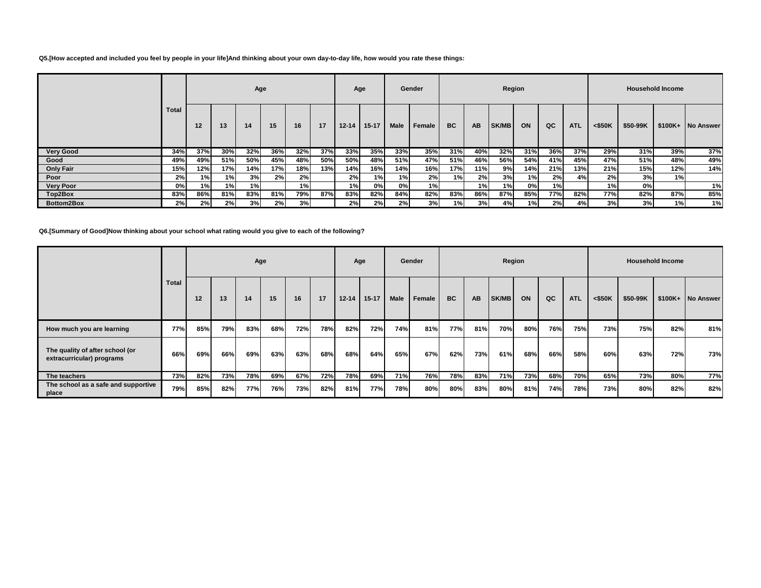**Q5.[How accepted and included you feel by people in your life]And thinking about your own day-to-day life, how would you rate these things:**

| | Total | Age | | | | | | Age | | Gender | | Region | | | | | | Household Income | | | |
|---|---|---|---|---|---|---|---|---|---|---|---|---|---|---|---|---|---|---|---|---|---|
| | | 12 | 13 | 14 | 15 | 16 | 17 | 12-14 | 15-17 | Male | Female | BC | AB | SK/MB | ON | QC | ATL | <$50K | $50-99K | $100K+ | No Answer |
| **Very Good** | 34% | 37% | 30% | 32% | 36% | 32% | 37% | 33% | 35% | 33% | 35% | 31% | 40% | 32% | 31% | 36% | 37% | 29% | 31% | 39% | 37% |
| **Good** | 49% | 49% | 51% | 50% | 45% | 48% | 50% | 50% | 48% | 51% | 47% | 51% | 46% | 56% | 54% | 41% | 45% | 47% | 51% | 48% | 49% |
| **Only Fair** | 15% | 12% | 17% | 14% | 17% | 18% | 13% | 14% | 16% | 14% | 16% | 17% | 11% | 9% | 14% | 21% | 13% | 21% | 15% | 12% | 14% |
| **Poor** | 2% | 1% | 1% | 3% | 2% | 2% | | 2% | 1% | 1% | 2% | 1% | 2% | 3% | 1% | 2% | 4% | 2% | 3% | 1% | |
| **Very Poor** | 0% | 1% | 1% | 1% | | 1% | | 1% | 0% | 0% | 1% | | 1% | 1% | 0% | 1% | | 1% | 0% | | 1% |
| **Top2Box** | 83% | 86% | 81% | 83% | 81% | 79% | 87% | 83% | 82% | 84% | 82% | 83% | 86% | 87% | 85% | 77% | 82% | 77% | 82% | 87% | 85% |
| **Bottom2Box** | 2% | 2% | 2% | 3% | 2% | 3% | | 2% | 2% | 2% | 3% | 1% | 3% | 4% | 1% | 2% | 4% | 3% | 3% | 1% | 1% |

**Q6.[Summary of Good]Now thinking about your school what rating would you give to each of the following?**

| | Total | Age | | | | | | Age | | Gender | | Region | | | | | | Household Income | | | |
|---|---|---|---|---|---|---|---|---|---|---|---|---|---|---|---|---|---|---|---|---|---|
| | | 12 | 13 | 14 | 15 | 16 | 17 | 12-14 | 15-17 | Male | Female | BC | AB | SK/MB | ON | QC | ATL | <$50K | $50-99K | $100K+ | No Answer |
| **How much you are learning** | 77% | 85% | 79% | 83% | 68% | 72% | 78% | 82% | 72% | 74% | 81% | 77% | 81% | 70% | 80% | 76% | 75% | 73% | 75% | 82% | 81% |
| **The quality of after school (or extracurricular) programs** | 66% | 69% | 66% | 69% | 63% | 63% | 68% | 68% | 64% | 65% | 67% | 62% | 73% | 61% | 68% | 66% | 58% | 60% | 63% | 72% | 73% |
| **The teachers** | 73% | 82% | 73% | 78% | 69% | 67% | 72% | 78% | 69% | 71% | 76% | 78% | 83% | 71% | 73% | 68% | 70% | 65% | 73% | 80% | 77% |
| **The school as a safe and supportive place** | 79% | 85% | 82% | 77% | 76% | 73% | 82% | 81% | 77% | 78% | 80% | 80% | 83% | 80% | 81% | 74% | 78% | 73% | 80% | 82% | 82% |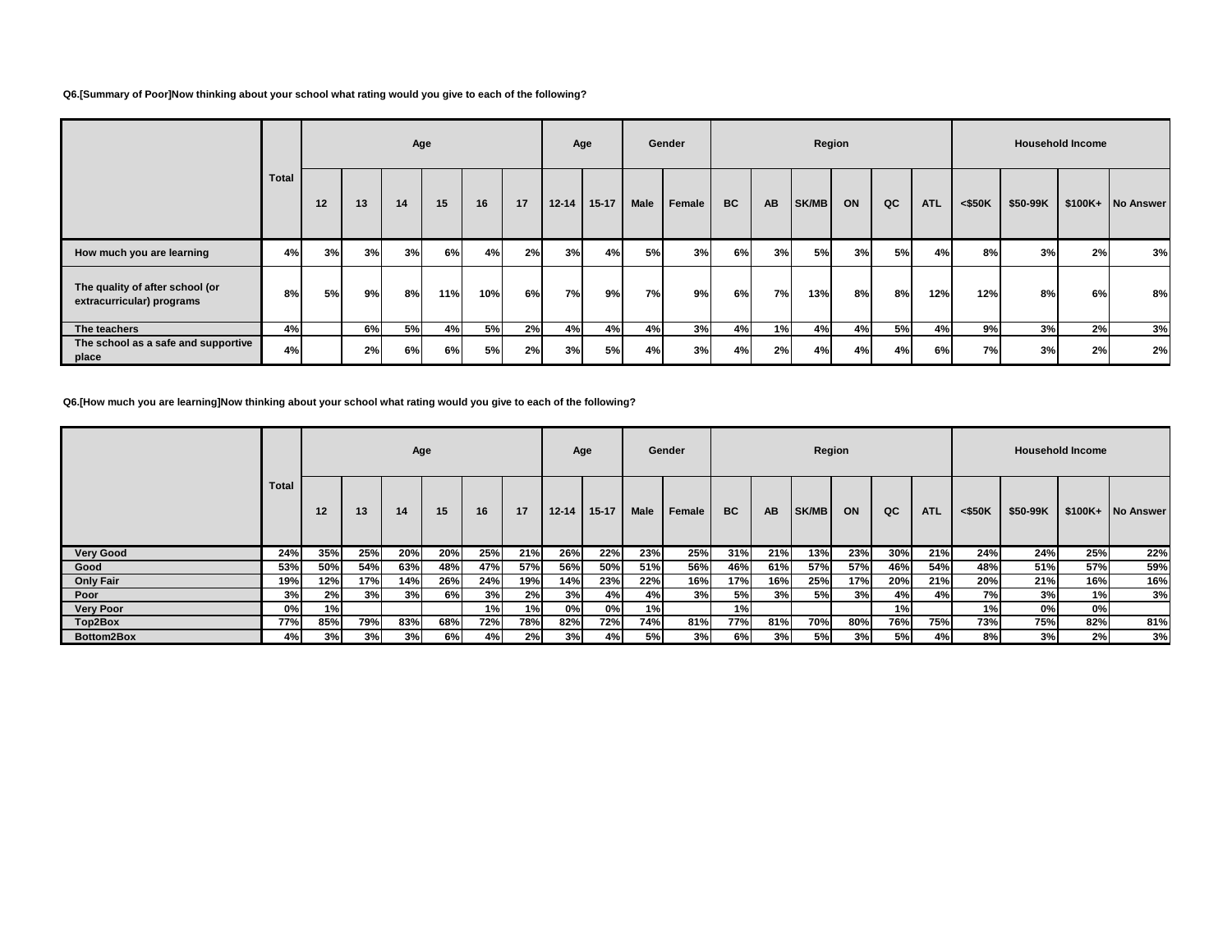**Q6.[Summary of Poor]Now thinking about your school what rating would you give to each of the following?**

| | Total | Age | | | | | | Age | | Gender | | Region | | | | | | Household Income | | | |
|---|---|---|---|---|---|---|---|---|---|---|---|---|---|---|---|---|---|---|---|---|---|
| | | 12 | 13 | 14 | 15 | 16 | 17 | 12-14 | 15-17 | Male | Female | BC | AB | SK/MB | ON | QC | ATL | <$50K | $50-99K | $100K+ | No Answer |
| How much you are learning | 4% | 3% | 3% | 3% | 6% | 4% | 2% | 3% | 4% | 5% | 3% | 6% | 3% | 5% | 3% | 5% | 4% | 8% | 3% | 2% | 3% |
| The quality of after school (or extracurricular) programs | 8% | 5% | 9% | 8% | 11% | 10% | 6% | 7% | 9% | 7% | 9% | 6% | 7% | 13% | 8% | 8% | 12% | 12% | 8% | 6% | 8% |
| The teachers | 4% | | 6% | 5% | 4% | 5% | 2% | 4% | 4% | 4% | 3% | 4% | 1% | 4% | 4% | 5% | 4% | 9% | 3% | 2% | 3% |
| The school as a safe and supportive place | 4% | | 2% | 6% | 6% | 5% | 2% | 3% | 5% | 4% | 3% | 4% | 2% | 4% | 4% | 4% | 6% | 7% | 3% | 2% | 2% |

**Q6.[How much you are learning]Now thinking about your school what rating would you give to each of the following?**

| | Total | Age | | | | | | Age | | Gender | | Region | | | | | | Household Income | | | |
|---|---|---|---|---|---|---|---|---|---|---|---|---|---|---|---|---|---|---|---|---|---|
| | | 12 | 13 | 14 | 15 | 16 | 17 | 12-14 | 15-17 | Male | Female | BC | AB | SK/MB | ON | QC | ATL | <$50K | $50-99K | $100K+ | No Answer |
| Very Good | 24% | 35% | 25% | 20% | 20% | 25% | 21% | 26% | 22% | 23% | 25% | 31% | 21% | 13% | 23% | 30% | 21% | 24% | 24% | 25% | 22% |
| Good | 53% | 50% | 54% | 63% | 48% | 47% | 57% | 56% | 50% | 51% | 56% | 46% | 61% | 57% | 57% | 46% | 54% | 48% | 51% | 57% | 59% |
| Only Fair | 19% | 12% | 17% | 14% | 26% | 24% | 19% | 14% | 23% | 22% | 16% | 17% | 16% | 25% | 17% | 20% | 21% | 20% | 21% | 16% | 16% |
| Poor | 3% | 2% | 3% | 3% | 6% | 3% | 2% | 3% | 4% | 4% | 3% | 5% | 3% | 5% | 3% | 4% | 4% | 7% | 3% | 1% | 3% |
| Very Poor | 0% | 1% | | | | 1% | 1% | 0% | 0% | 1% | | 1% | | | | 1% | | 1% | 0% | 0% | |
| Top2Box | 77% | 85% | 79% | 83% | 68% | 72% | 78% | 82% | 72% | 74% | 81% | 77% | 81% | 70% | 80% | 76% | 75% | 73% | 75% | 82% | 81% |
| Bottom2Box | 4% | 3% | 3% | 3% | 6% | 4% | 2% | 3% | 4% | 5% | 3% | 6% | 3% | 5% | 3% | 5% | 4% | 8% | 3% | 2% | 3% |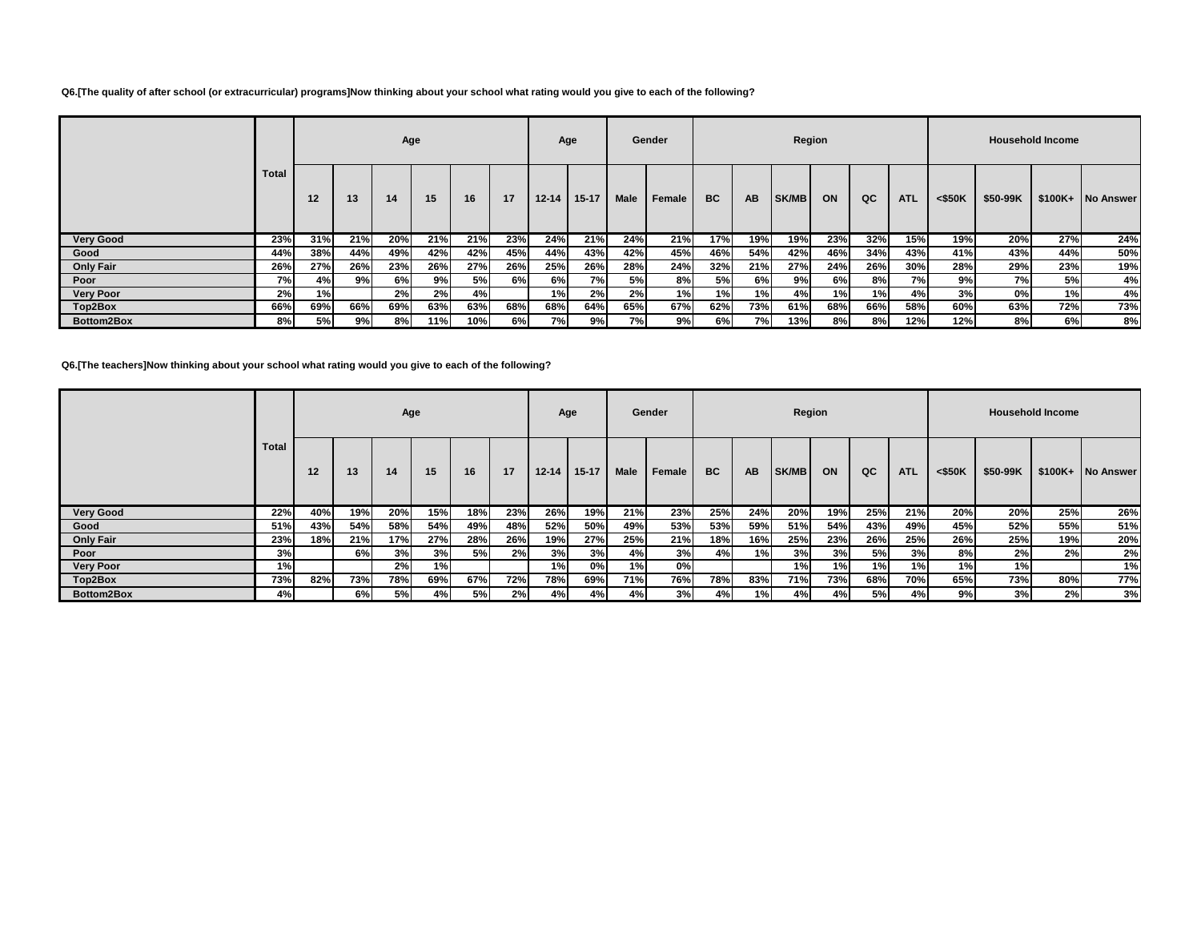**Q6.[The quality of after school (or extracurricular) programs]Now thinking about your school what rating would you give to each of the following?**

| | Total | Age | | | | | | Age | | Gender | | Region | | | | | | Household Income | | | |
|---|---|---|---|---|---|---|---|---|---|---|---|---|---|---|---|---|---|---|---|---|---|
| | | 12 | 13 | 14 | 15 | 16 | 17 | 12-14 | 15-17 | Male | Female | BC | AB | SK/MB | ON | QC | ATL | <$50K | $50-99K | $100K+ | No Answer |
| Very Good | 23% | 31% | 21% | 20% | 21% | 21% | 23% | 24% | 21% | 24% | 21% | 17% | 19% | 19% | 23% | 32% | 15% | 19% | 20% | 27% | 24% |
| Good | 44% | 38% | 44% | 49% | 42% | 42% | 45% | 44% | 43% | 42% | 45% | 46% | 54% | 42% | 46% | 34% | 43% | 41% | 43% | 44% | 50% |
| Only Fair | 26% | 27% | 26% | 23% | 26% | 27% | 26% | 25% | 26% | 28% | 24% | 32% | 21% | 27% | 24% | 26% | 30% | 28% | 29% | 23% | 19% |
| Poor | 7% | 4% | 9% | 6% | 9% | 5% | 6% | 6% | 7% | 5% | 8% | 5% | 6% | 9% | 6% | 8% | 7% | 9% | 7% | 5% | 4% |
| Very Poor | 2% | 1% | | 2% | 2% | 4% | | 1% | 2% | 2% | 1% | 1% | 1% | 4% | 1% | 1% | 4% | 3% | 0% | 1% | 4% |
| Top2Box | 66% | 69% | 66% | 69% | 63% | 63% | 68% | 68% | 64% | 65% | 67% | 62% | 73% | 61% | 68% | 66% | 58% | 60% | 63% | 72% | 73% |
| Bottom2Box | 8% | 5% | 9% | 8% | 11% | 10% | 6% | 7% | 9% | 7% | 9% | 6% | 7% | 13% | 8% | 8% | 12% | 12% | 8% | 6% | 8% |

**Q6.[The teachers]Now thinking about your school what rating would you give to each of the following?**

| | Total | Age | | | | | | Age | | Gender | | Region | | | | | | Household Income | | | |
|---|---|---|---|---|---|---|---|---|---|---|---|---|---|---|---|---|---|---|---|---|---|
| | | 12 | 13 | 14 | 15 | 16 | 17 | 12-14 | 15-17 | Male | Female | BC | AB | SK/MB | ON | QC | ATL | <$50K | $50-99K | $100K+ | No Answer |
| Very Good | 22% | 40% | 19% | 20% | 15% | 18% | 23% | 26% | 19% | 21% | 23% | 25% | 24% | 20% | 19% | 25% | 21% | 20% | 20% | 25% | 26% |
| Good | 51% | 43% | 54% | 58% | 54% | 49% | 48% | 52% | 50% | 49% | 53% | 53% | 59% | 51% | 54% | 43% | 49% | 45% | 52% | 55% | 51% |
| Only Fair | 23% | 18% | 21% | 17% | 27% | 28% | 26% | 19% | 27% | 25% | 21% | 18% | 16% | 25% | 23% | 26% | 25% | 26% | 25% | 19% | 20% |
| Poor | 3% | | 6% | 3% | 3% | 5% | 2% | 3% | 3% | 4% | 3% | 4% | 1% | 3% | 3% | 5% | 3% | 8% | 2% | 2% | 2% |
| Very Poor | 1% | | | 2% | 1% | | | 1% | 0% | 1% | 0% | | | 1% | 1% | 1% | 1% | 1% | 1% | | 1% |
| Top2Box | 73% | 82% | 73% | 78% | 69% | 67% | 72% | 78% | 69% | 71% | 76% | 78% | 83% | 71% | 73% | 68% | 70% | 65% | 73% | 80% | 77% |
| Bottom2Box | 4% | | 6% | 5% | 4% | 5% | 2% | 4% | 4% | 4% | 3% | 4% | 1% | 4% | 4% | 5% | 4% | 9% | 3% | 2% | 3% |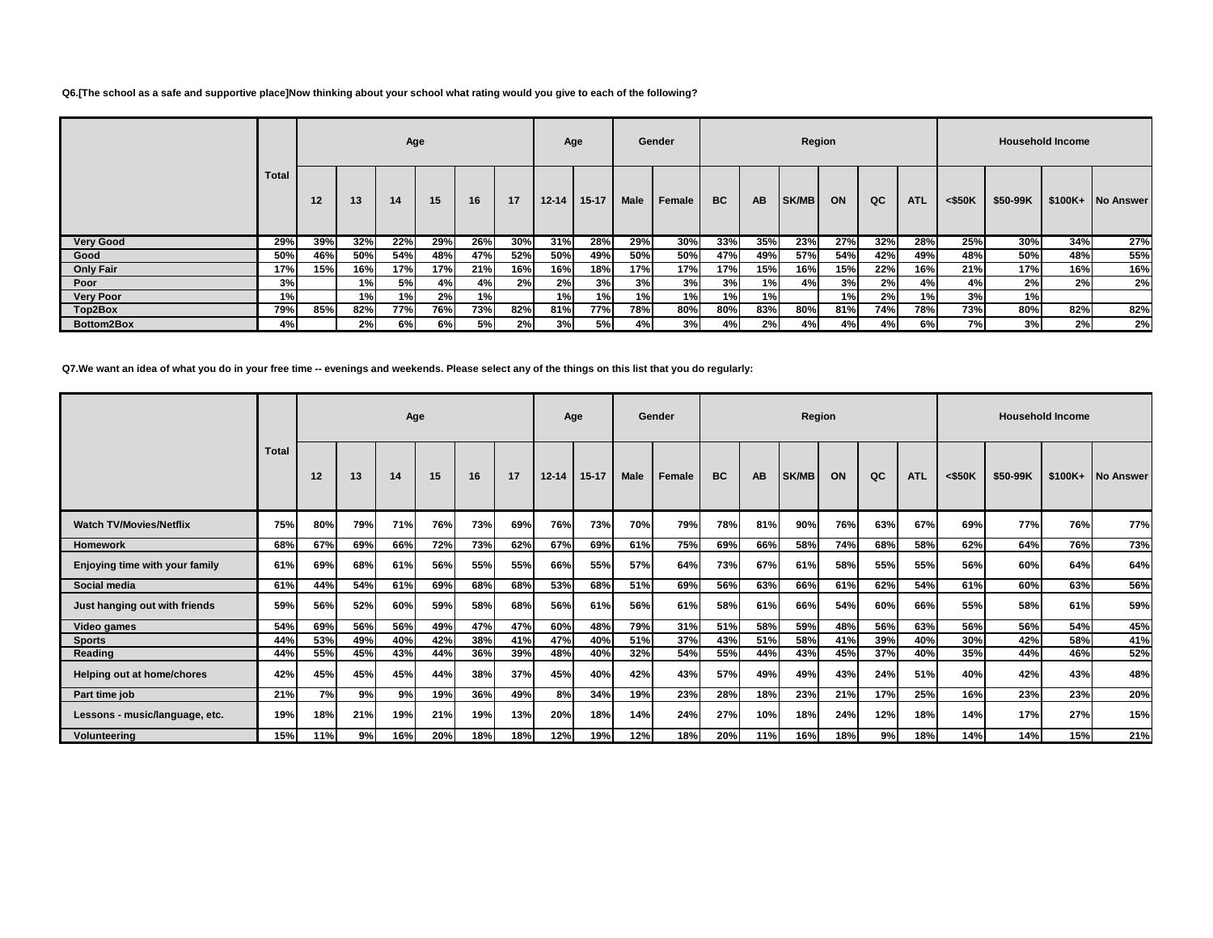**Q6.[The school as a safe and supportive place]Now thinking about your school what rating would you give to each of the following?**

| | Total | Age | | | | | | Age | | Gender | | Region | | | | | | Household Income | | | |
|---|---|---|---|---|---|---|---|---|---|---|---|---|---|---|---|---|---|---|---|---|---|
| | | 12 | 13 | 14 | 15 | 16 | 17 | 12-14 | 15-17 | Male | Female | BC | AB | SK/MB | ON | QC | ATL | <$50K | $50-99K | $100K+ | No Answer |
| Very Good | 29% | 39% | 32% | 22% | 29% | 26% | 30% | 31% | 28% | 29% | 30% | 33% | 35% | 23% | 27% | 32% | 28% | 25% | 30% | 34% | 27% |
| Good | 50% | 46% | 50% | 54% | 48% | 47% | 52% | 50% | 49% | 50% | 50% | 47% | 49% | 57% | 54% | 42% | 49% | 48% | 50% | 48% | 55% |
| Only Fair | 17% | 15% | 16% | 17% | 17% | 21% | 16% | 16% | 18% | 17% | 17% | 17% | 15% | 16% | 15% | 22% | 16% | 21% | 17% | 16% | 16% |
| Poor | 3% | | 1% | 5% | 4% | 4% | 2% | 2% | 3% | 3% | 3% | 3% | 1% | 4% | 3% | 2% | 4% | 4% | 2% | 2% | 2% |
| Very Poor | 1% | | 1% | 1% | 2% | 1% | | 1% | 1% | 1% | 1% | 1% | 1% | | 1% | 2% | 1% | 3% | 1% | | |
| Top2Box | 79% | 85% | 82% | 77% | 76% | 73% | 82% | 81% | 77% | 78% | 80% | 80% | 83% | 80% | 81% | 74% | 78% | 73% | 80% | 82% | 82% |
| Bottom2Box | 4% | | 2% | 6% | 6% | 5% | 2% | 3% | 5% | 4% | 3% | 4% | 2% | 4% | 4% | 4% | 6% | 7% | 3% | 2% | 2% |

**Q7.We want an idea of what you do in your free time -- evenings and weekends. Please select any of the things on this list that you do regularly:**

| | Total | Age | | | | | | Age | | Gender | | Region | | | | | | Household Income | | | |
|---|---|---|---|---|---|---|---|---|---|---|---|---|---|---|---|---|---|---|---|---|---|
| | | 12 | 13 | 14 | 15 | 16 | 17 | 12-14 | 15-17 | Male | Female | BC | AB | SK/MB | ON | QC | ATL | <$50K | $50-99K | $100K+ | No Answer |
| Watch TV/Movies/Netflix | 75% | 80% | 79% | 71% | 76% | 73% | 69% | 76% | 73% | 70% | 79% | 78% | 81% | 90% | 76% | 63% | 67% | 69% | 77% | 76% | 77% |
| Homework | 68% | 67% | 69% | 66% | 72% | 73% | 62% | 67% | 69% | 61% | 75% | 69% | 66% | 58% | 74% | 68% | 58% | 62% | 64% | 76% | 73% |
| Enjoying time with your family | 61% | 69% | 68% | 61% | 56% | 55% | 55% | 66% | 55% | 57% | 64% | 73% | 67% | 61% | 58% | 55% | 55% | 56% | 60% | 64% | 64% |
| Social media | 61% | 44% | 54% | 61% | 69% | 68% | 68% | 53% | 68% | 51% | 69% | 56% | 63% | 66% | 61% | 62% | 54% | 61% | 60% | 63% | 56% |
| Just hanging out with friends | 59% | 56% | 52% | 60% | 59% | 58% | 68% | 56% | 61% | 56% | 61% | 58% | 61% | 66% | 54% | 60% | 66% | 55% | 58% | 61% | 59% |
| Video games | 54% | 69% | 56% | 56% | 49% | 47% | 47% | 60% | 48% | 79% | 31% | 51% | 58% | 59% | 48% | 56% | 63% | 56% | 56% | 54% | 45% |
| Sports | 44% | 53% | 49% | 40% | 42% | 38% | 41% | 47% | 40% | 51% | 37% | 43% | 51% | 58% | 41% | 39% | 40% | 30% | 42% | 58% | 41% |
| Reading | 44% | 55% | 45% | 43% | 44% | 36% | 39% | 48% | 40% | 32% | 54% | 55% | 44% | 43% | 45% | 37% | 40% | 35% | 44% | 46% | 52% |
| Helping out at home/chores | 42% | 45% | 45% | 45% | 44% | 38% | 37% | 45% | 40% | 42% | 43% | 57% | 49% | 49% | 43% | 24% | 51% | 40% | 42% | 43% | 48% |
| Part time job | 21% | 7% | 9% | 9% | 19% | 36% | 49% | 8% | 34% | 19% | 23% | 28% | 18% | 23% | 21% | 17% | 25% | 16% | 23% | 23% | 20% |
| Lessons - music/language, etc. | 19% | 18% | 21% | 19% | 21% | 19% | 13% | 20% | 18% | 14% | 24% | 27% | 10% | 18% | 24% | 12% | 18% | 14% | 17% | 27% | 15% |
| Volunteering | 15% | 11% | 9% | 16% | 20% | 18% | 18% | 12% | 19% | 12% | 18% | 20% | 11% | 16% | 18% | 9% | 18% | 14% | 14% | 15% | 21% |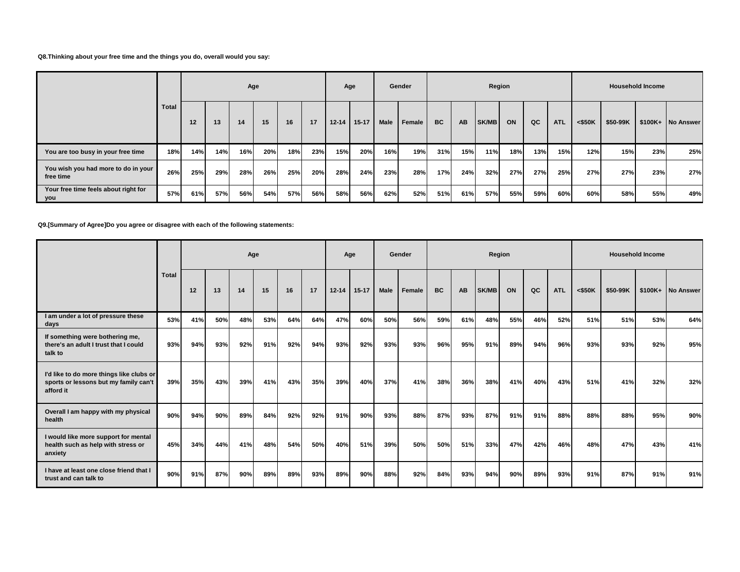**Q8.Thinking about your free time and the things you do, overall would you say:**

| | Total | Age | | | | | | Age | | Gender | | Region | | | | | | Household Income | | | |
|---|---|---|---|---|---|---|---|---|---|---|---|---|---|---|---|---|---|---|---|---|---|
| | | 12 | 13 | 14 | 15 | 16 | 17 | 12-14 | 15-17 | Male | Female | BC | AB | SK/MB | ON | QC | ATL | <$50K | $50-99K | $100K+ | No Answer |
| You are too busy in your free time | 18% | 14% | 14% | 16% | 20% | 18% | 23% | 15% | 20% | 16% | 19% | 31% | 15% | 11% | 18% | 13% | 15% | 12% | 15% | 23% | 25% |
| You wish you had more to do in your free time | 26% | 25% | 29% | 28% | 26% | 25% | 20% | 28% | 24% | 23% | 28% | 17% | 24% | 32% | 27% | 27% | 25% | 27% | 27% | 23% | 27% |
| Your free time feels about right for you | 57% | 61% | 57% | 56% | 54% | 57% | 56% | 58% | 56% | 62% | 52% | 51% | 61% | 57% | 55% | 59% | 60% | 60% | 58% | 55% | 49% |

**Q9.[Summary of Agree]Do you agree or disagree with each of the following statements:**

| | Total | Age | | | | | | Age | | Gender | | Region | | | | | | Household Income | | | |
|---|---|---|---|---|---|---|---|---|---|---|---|---|---|---|---|---|---|---|---|---|---|
| | | 12 | 13 | 14 | 15 | 16 | 17 | 12-14 | 15-17 | Male | Female | BC | AB | SK/MB | ON | QC | ATL | <$50K | $50-99K | $100K+ | No Answer |
| I am under a lot of pressure these days | 53% | 41% | 50% | 48% | 53% | 64% | 64% | 47% | 60% | 50% | 56% | 59% | 61% | 48% | 55% | 46% | 52% | 51% | 51% | 53% | 64% |
| If something were bothering me, there's an adult I trust that I could talk to | 93% | 94% | 93% | 92% | 91% | 92% | 94% | 93% | 92% | 93% | 93% | 96% | 95% | 91% | 89% | 94% | 96% | 93% | 93% | 92% | 95% |
| I'd like to do more things like clubs or sports or lessons but my family can't afford it | 39% | 35% | 43% | 39% | 41% | 43% | 35% | 39% | 40% | 37% | 41% | 38% | 36% | 38% | 41% | 40% | 43% | 51% | 41% | 32% | 32% |
| Overall I am happy with my physical health | 90% | 94% | 90% | 89% | 84% | 92% | 92% | 91% | 90% | 93% | 88% | 87% | 93% | 87% | 91% | 91% | 88% | 88% | 88% | 95% | 90% |
| I would like more support for mental health such as help with stress or anxiety | 45% | 34% | 44% | 41% | 48% | 54% | 50% | 40% | 51% | 39% | 50% | 50% | 51% | 33% | 47% | 42% | 46% | 48% | 47% | 43% | 41% |
| I have at least one close friend that I trust and can talk to | 90% | 91% | 87% | 90% | 89% | 89% | 93% | 89% | 90% | 88% | 92% | 84% | 93% | 94% | 90% | 89% | 93% | 91% | 87% | 91% | 91% |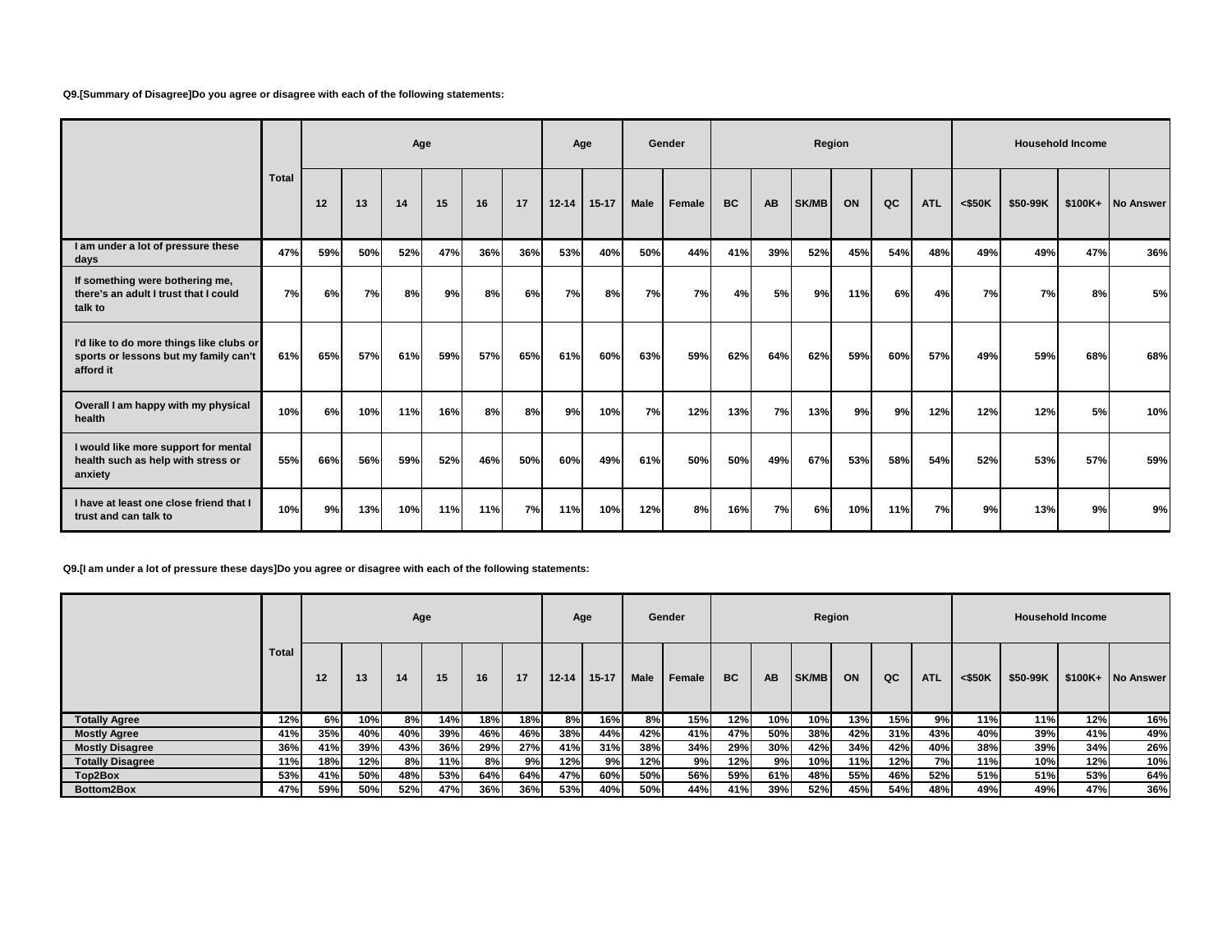**Q9.[Summary of Disagree]Do you agree or disagree with each of the following statements:**

| | Total | Age | | | | | | Age | | Gender | | Region | | | | | | Household Income | | | |
|---|---|---|---|---|---|---|---|---|---|---|---|---|---|---|---|---|---|---|---|---|---|
| | | 12 | 13 | 14 | 15 | 16 | 17 | 12-14 | 15-17 | Male | Female | BC | AB | SK/MB | ON | QC | ATL | <$50K | $50-99K | $100K+ | No Answer |
| I am under a lot of pressure these days | 47% | 59% | 50% | 52% | 47% | 36% | 36% | 53% | 40% | 50% | 44% | 41% | 39% | 52% | 45% | 54% | 48% | 49% | 49% | 47% | 36% |
| If something were bothering me, there's an adult I trust that I could talk to | 7% | 6% | 7% | 8% | 9% | 8% | 6% | 7% | 8% | 7% | 7% | 4% | 5% | 9% | 11% | 6% | 4% | 7% | 7% | 8% | 5% |
| I'd like to do more things like clubs or sports or lessons but my family can't afford it | 61% | 65% | 57% | 61% | 59% | 57% | 65% | 61% | 60% | 63% | 59% | 62% | 64% | 62% | 59% | 60% | 57% | 49% | 59% | 68% | 68% |
| Overall I am happy with my physical health | 10% | 6% | 10% | 11% | 16% | 8% | 8% | 9% | 10% | 7% | 12% | 13% | 7% | 13% | 9% | 9% | 12% | 12% | 12% | 5% | 10% |
| I would like more support for mental health such as help with stress or anxiety | 55% | 66% | 56% | 59% | 52% | 46% | 50% | 60% | 49% | 61% | 50% | 50% | 49% | 67% | 53% | 58% | 54% | 52% | 53% | 57% | 59% |
| I have at least one close friend that I trust and can talk to | 10% | 9% | 13% | 10% | 11% | 11% | 7% | 11% | 10% | 12% | 8% | 16% | 7% | 6% | 10% | 11% | 7% | 9% | 13% | 9% | 9% |

**Q9.[I am under a lot of pressure these days]Do you agree or disagree with each of the following statements:**

| | Total | Age | | | | | | Age | | Gender | | Region | | | | | | Household Income | | | |
|---|---|---|---|---|---|---|---|---|---|---|---|---|---|---|---|---|---|---|---|---|---|
| | | 12 | 13 | 14 | 15 | 16 | 17 | 12-14 | 15-17 | Male | Female | BC | AB | SK/MB | ON | QC | ATL | <$50K | $50-99K | $100K+ | No Answer |
| Totally Agree | 12% | 6% | 10% | 8% | 14% | 18% | 18% | 8% | 16% | 8% | 15% | 12% | 10% | 10% | 13% | 15% | 9% | 11% | 11% | 12% | 16% |
| Mostly Agree | 41% | 35% | 40% | 40% | 39% | 46% | 46% | 38% | 44% | 42% | 41% | 47% | 50% | 38% | 42% | 31% | 43% | 40% | 39% | 41% | 49% |
| Mostly Disagree | 36% | 41% | 39% | 43% | 36% | 29% | 27% | 41% | 31% | 38% | 34% | 29% | 30% | 42% | 34% | 42% | 40% | 38% | 39% | 34% | 26% |
| Totally Disagree | 11% | 18% | 12% | 8% | 11% | 8% | 9% | 12% | 9% | 12% | 9% | 12% | 9% | 10% | 11% | 12% | 7% | 11% | 10% | 12% | 10% |
| Top2Box | 53% | 41% | 50% | 48% | 53% | 64% | 64% | 47% | 60% | 50% | 56% | 59% | 61% | 48% | 55% | 46% | 52% | 51% | 51% | 53% | 64% |
| Bottom2Box | 47% | 59% | 50% | 52% | 47% | 36% | 36% | 53% | 40% | 50% | 44% | 41% | 39% | 52% | 45% | 54% | 48% | 49% | 49% | 47% | 36% |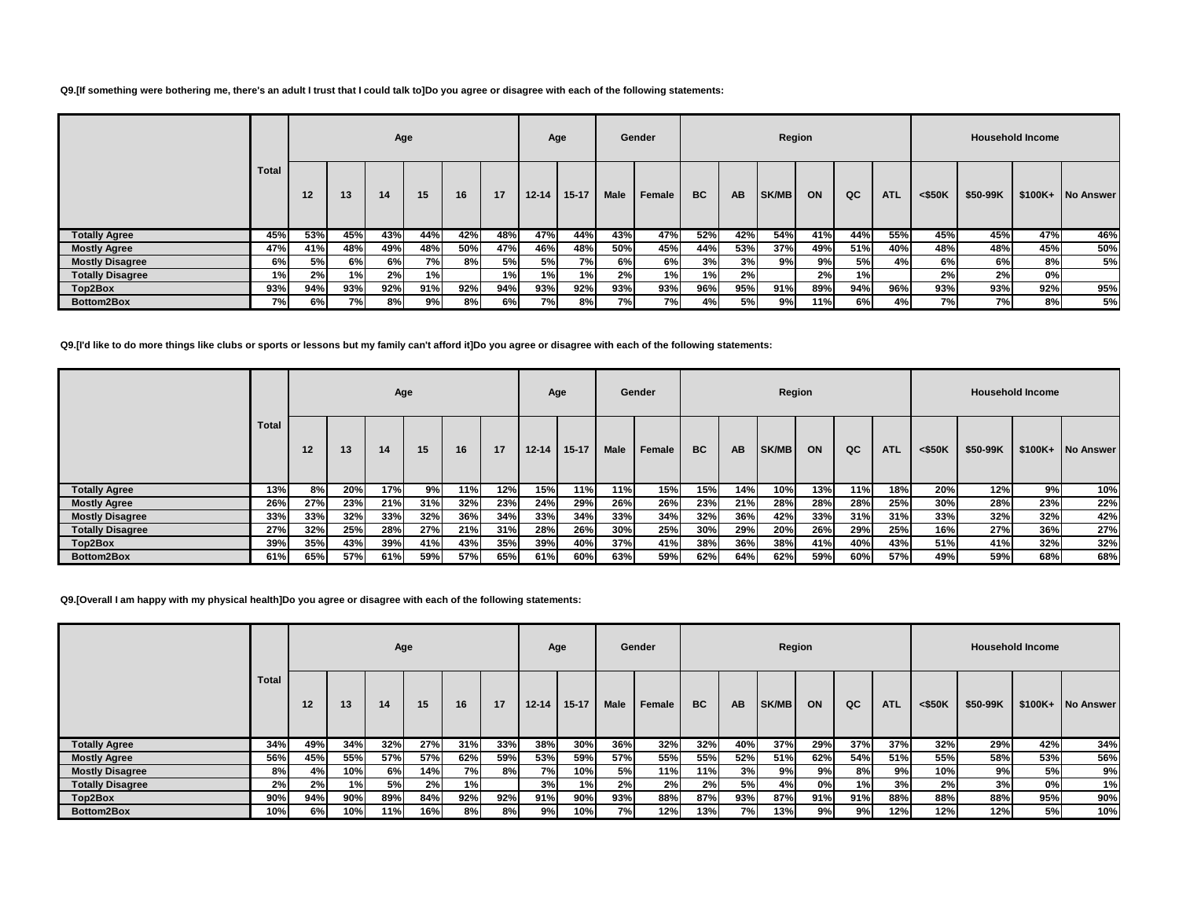**Q9.[If something were bothering me, there's an adult I trust that I could talk to]Do you agree or disagree with each of the following statements:**

| | Total | Age | | | | | | Age | | Gender | | Region | | | | | | Household Income | | | |
|---|---|---|---|---|---|---|---|---|---|---|---|---|---|---|---|---|---|---|---|---|---|
| | | 12 | 13 | 14 | 15 | 16 | 17 | 12-14 | 15-17 | Male | Female | BC | AB | SK/MB | ON | QC | ATL | <$50K | $50-99K | $100K+ | No Answer |
| **Totally Agree** | 45% | 53% | 45% | 43% | 44% | 42% | 48% | 47% | 44% | 43% | 47% | 52% | 42% | 54% | 41% | 44% | 55% | 45% | 45% | 47% | 46% |
| **Mostly Agree** | 47% | 41% | 48% | 49% | 48% | 50% | 47% | 46% | 48% | 50% | 45% | 44% | 53% | 37% | 49% | 51% | 40% | 48% | 48% | 45% | 50% |
| **Mostly Disagree** | 6% | 5% | 6% | 6% | 7% | 8% | 5% | 5% | 7% | 6% | 6% | 3% | 3% | 9% | 9% | 5% | 4% | 6% | 6% | 8% | 5% |
| **Totally Disagree** | 1% | 2% | 1% | 2% | 1% | | 1% | 1% | 1% | 2% | 1% | 1% | 2% | | 2% | 1% | | 2% | 2% | 0% | |
| **Top2Box** | 93% | 94% | 93% | 92% | 91% | 92% | 94% | 93% | 92% | 93% | 93% | 96% | 95% | 91% | 89% | 94% | 96% | 93% | 93% | 92% | 95% |
| **Bottom2Box** | 7% | 6% | 7% | 8% | 9% | 8% | 6% | 7% | 8% | 7% | 7% | 4% | 5% | 9% | 11% | 6% | 4% | 7% | 7% | 8% | 5% |

**Q9.[I'd like to do more things like clubs or sports or lessons but my family can't afford it]Do you agree or disagree with each of the following statements:**

| | Total | Age | | | | | | Age | | Gender | | Region | | | | | | Household Income | | | |
|---|---|---|---|---|---|---|---|---|---|---|---|---|---|---|---|---|---|---|---|---|---|
| | | 12 | 13 | 14 | 15 | 16 | 17 | 12-14 | 15-17 | Male | Female | BC | AB | SK/MB | ON | QC | ATL | <$50K | $50-99K | $100K+ | No Answer |
| **Totally Agree** | 13% | 8% | 20% | 17% | 9% | 11% | 12% | 15% | 11% | 11% | 15% | 15% | 14% | 10% | 13% | 11% | 18% | 20% | 12% | 9% | 10% |
| **Mostly Agree** | 26% | 27% | 23% | 21% | 31% | 32% | 23% | 24% | 29% | 26% | 26% | 23% | 21% | 28% | 28% | 28% | 25% | 30% | 28% | 23% | 22% |
| **Mostly Disagree** | 33% | 33% | 32% | 33% | 32% | 36% | 34% | 33% | 34% | 33% | 34% | 32% | 36% | 42% | 33% | 31% | 31% | 33% | 32% | 32% | 42% |
| **Totally Disagree** | 27% | 32% | 25% | 28% | 27% | 21% | 31% | 28% | 26% | 30% | 25% | 30% | 29% | 20% | 26% | 29% | 25% | 16% | 27% | 36% | 27% |
| **Top2Box** | 39% | 35% | 43% | 39% | 41% | 43% | 35% | 39% | 40% | 37% | 41% | 38% | 36% | 38% | 41% | 40% | 43% | 51% | 41% | 32% | 32% |
| **Bottom2Box** | 61% | 65% | 57% | 61% | 59% | 57% | 65% | 61% | 60% | 63% | 59% | 62% | 64% | 62% | 59% | 60% | 57% | 49% | 59% | 68% | 68% |

**Q9.[Overall I am happy with my physical health]Do you agree or disagree with each of the following statements:**

| | Total | Age | | | | | | Age | | Gender | | Region | | | | | | Household Income | | | |
|---|---|---|---|---|---|---|---|---|---|---|---|---|---|---|---|---|---|---|---|---|---|
| | | 12 | 13 | 14 | 15 | 16 | 17 | 12-14 | 15-17 | Male | Female | BC | AB | SK/MB | ON | QC | ATL | <$50K | $50-99K | $100K+ | No Answer |
| **Totally Agree** | 34% | 49% | 34% | 32% | 27% | 31% | 33% | 38% | 30% | 36% | 32% | 32% | 40% | 37% | 29% | 37% | 37% | 32% | 29% | 42% | 34% |
| **Mostly Agree** | 56% | 45% | 55% | 57% | 57% | 62% | 59% | 53% | 59% | 57% | 55% | 55% | 52% | 51% | 62% | 54% | 51% | 55% | 58% | 53% | 56% |
| **Mostly Disagree** | 8% | 4% | 10% | 6% | 14% | 7% | 8% | 7% | 10% | 5% | 11% | 11% | 3% | 9% | 9% | 8% | 9% | 10% | 9% | 5% | 9% |
| **Totally Disagree** | 2% | 2% | 1% | 5% | 2% | 1% | | 3% | 1% | 2% | 2% | 2% | 5% | 4% | 0% | 1% | 3% | 2% | 3% | 0% | 1% |
| **Top2Box** | 90% | 94% | 90% | 89% | 84% | 92% | 92% | 91% | 90% | 93% | 88% | 87% | 93% | 87% | 91% | 91% | 88% | 88% | 88% | 95% | 90% |
| **Bottom2Box** | 10% | 6% | 10% | 11% | 16% | 8% | 8% | 9% | 10% | 7% | 12% | 13% | 7% | 13% | 9% | 9% | 12% | 12% | 12% | 5% | 10% |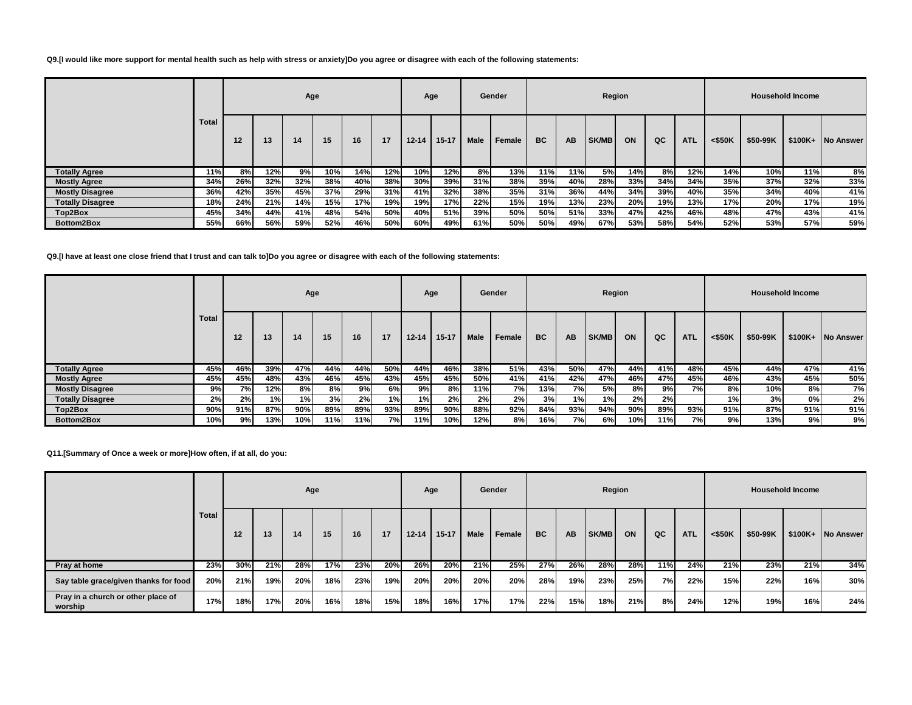**Q9.[I would like more support for mental health such as help with stress or anxiety]Do you agree or disagree with each of the following statements:**

| | Total | Age | | | | | | Age | | Gender | | Region | | | | | | Household Income | | | |
|---|---|---|---|---|---|---|---|---|---|---|---|---|---|---|---|---|---|---|---|---|---|
| | | 12 | 13 | 14 | 15 | 16 | 17 | 12-14 | 15-17 | Male | Female | BC | AB | SK/MB | ON | QC | ATL | <$50K | $50-99K | $100K+ | No Answer |
| **Totally Agree** | 11% | 8% | 12% | 9% | 10% | 14% | 12% | 10% | 12% | 8% | 13% | 11% | 11% | 5% | 14% | 8% | 12% | 14% | 10% | 11% | 8% |
| **Mostly Agree** | 34% | 26% | 32% | 32% | 38% | 40% | 38% | 30% | 39% | 31% | 38% | 39% | 40% | 28% | 33% | 34% | 34% | 35% | 37% | 32% | 33% |
| **Mostly Disagree** | 36% | 42% | 35% | 45% | 37% | 29% | 31% | 41% | 32% | 38% | 35% | 31% | 36% | 44% | 34% | 39% | 40% | 35% | 34% | 40% | 41% |
| **Totally Disagree** | 18% | 24% | 21% | 14% | 15% | 17% | 19% | 19% | 17% | 22% | 15% | 19% | 13% | 23% | 20% | 19% | 13% | 17% | 20% | 17% | 19% |
| **Top2Box** | 45% | 34% | 44% | 41% | 48% | 54% | 50% | 40% | 51% | 39% | 50% | 50% | 51% | 33% | 47% | 42% | 46% | 48% | 47% | 43% | 41% |
| **Bottom2Box** | 55% | 66% | 56% | 59% | 52% | 46% | 50% | 60% | 49% | 61% | 50% | 50% | 49% | 67% | 53% | 58% | 54% | 52% | 53% | 57% | 59% |

**Q9.[I have at least one close friend that I trust and can talk to]Do you agree or disagree with each of the following statements:**

| | Total | Age | | | | | | Age | | Gender | | Region | | | | | | Household Income | | | |
|---|---|---|---|---|---|---|---|---|---|---|---|---|---|---|---|---|---|---|---|---|---|
| | | 12 | 13 | 14 | 15 | 16 | 17 | 12-14 | 15-17 | Male | Female | BC | AB | SK/MB | ON | QC | ATL | <$50K | $50-99K | $100K+ | No Answer |
| **Totally Agree** | 45% | 46% | 39% | 47% | 44% | 44% | 50% | 44% | 46% | 38% | 51% | 43% | 50% | 47% | 44% | 41% | 48% | 45% | 44% | 47% | 41% |
| **Mostly Agree** | 45% | 45% | 48% | 43% | 46% | 45% | 43% | 45% | 45% | 50% | 41% | 41% | 42% | 47% | 46% | 47% | 45% | 46% | 43% | 45% | 50% |
| **Mostly Disagree** | 9% | 7% | 12% | 8% | 8% | 9% | 6% | 9% | 8% | 11% | 7% | 13% | 7% | 5% | 8% | 9% | 7% | 8% | 10% | 8% | 7% |
| **Totally Disagree** | 2% | 2% | 1% | 1% | 3% | 2% | 1% | 1% | 2% | 2% | 2% | 3% | 1% | 1% | 2% | 2% | | 1% | 3% | 0% | 2% |
| **Top2Box** | 90% | 91% | 87% | 90% | 89% | 89% | 93% | 89% | 90% | 88% | 92% | 84% | 93% | 94% | 90% | 89% | 93% | 91% | 87% | 91% | 91% |
| **Bottom2Box** | 10% | 9% | 13% | 10% | 11% | 11% | 7% | 11% | 10% | 12% | 8% | 16% | 7% | 6% | 10% | 11% | 7% | 9% | 13% | 9% | 9% |

**Q11.[Summary of Once a week or more]How often, if at all, do you:**

| | Total | Age | | | | | | Age | | Gender | | Region | | | | | | Household Income | | | |
|---|---|---|---|---|---|---|---|---|---|---|---|---|---|---|---|---|---|---|---|---|---|
| | | 12 | 13 | 14 | 15 | 16 | 17 | 12-14 | 15-17 | Male | Female | BC | AB | SK/MB | ON | QC | ATL | <$50K | $50-99K | $100K+ | No Answer |
| **Pray at home** | 23% | 30% | 21% | 28% | 17% | 23% | 20% | 26% | 20% | 21% | 25% | 27% | 26% | 28% | 28% | 11% | 24% | 21% | 23% | 21% | 34% |
| **Say table grace/given thanks for food** | 20% | 21% | 19% | 20% | 18% | 23% | 19% | 20% | 20% | 20% | 20% | 28% | 19% | 23% | 25% | 7% | 22% | 15% | 22% | 16% | 30% |
| **Pray in a church or other place of worship** | 17% | 18% | 17% | 20% | 16% | 18% | 15% | 18% | 16% | 17% | 17% | 22% | 15% | 18% | 21% | 8% | 24% | 12% | 19% | 16% | 24% |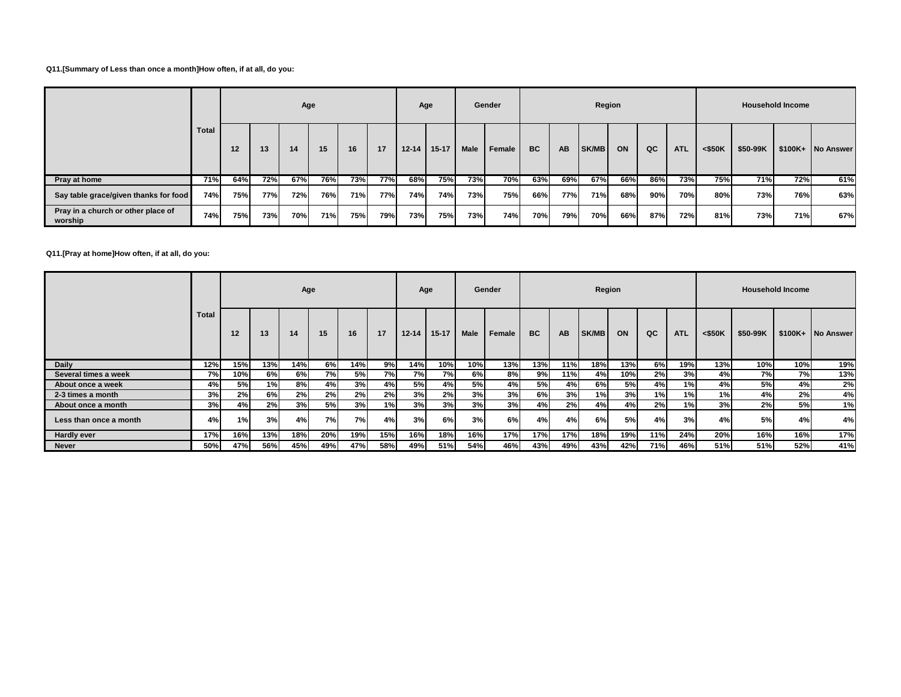**Q11.[Summary of Less than once a month]How often, if at all, do you:**

| | Total | Age | | | | | | Age | | Gender | | Region | | | | | | Household Income | | | |
|---|---|---|---|---|---|---|---|---|---|---|---|---|---|---|---|---|---|---|---|---|---|
| | | 12 | 13 | 14 | 15 | 16 | 17 | 12-14 | 15-17 | Male | Female | BC | AB | SK/MB | ON | QC | ATL | <$50K | $50-99K | $100K+ | No Answer |
| Pray at home | 71% | 64% | 72% | 67% | 76% | 73% | 77% | 68% | 75% | 73% | 70% | 63% | 69% | 67% | 66% | 86% | 73% | 75% | 71% | 72% | 61% |
| Say table grace/given thanks for food | 74% | 75% | 77% | 72% | 76% | 71% | 77% | 74% | 74% | 73% | 75% | 66% | 77% | 71% | 68% | 90% | 70% | 80% | 73% | 76% | 63% |
| Pray in a church or other place of worship | 74% | 75% | 73% | 70% | 71% | 75% | 79% | 73% | 75% | 73% | 74% | 70% | 79% | 70% | 66% | 87% | 72% | 81% | 73% | 71% | 67% |

**Q11.[Pray at home]How often, if at all, do you:**

| | Total | Age | | | | | | Age | | Gender | | Region | | | | | | Household Income | | | |
|---|---|---|---|---|---|---|---|---|---|---|---|---|---|---|---|---|---|---|---|---|---|
| | | 12 | 13 | 14 | 15 | 16 | 17 | 12-14 | 15-17 | Male | Female | BC | AB | SK/MB | ON | QC | ATL | <$50K | $50-99K | $100K+ | No Answer |
| Daily | 12% | 15% | 13% | 14% | 6% | 14% | 9% | 14% | 10% | 10% | 13% | 13% | 11% | 18% | 13% | 6% | 19% | 13% | 10% | 10% | 19% |
| Several times a week | 7% | 10% | 6% | 6% | 7% | 5% | 7% | 7% | 7% | 6% | 8% | 9% | 11% | 4% | 10% | 2% | 3% | 4% | 7% | 7% | 13% |
| About once a week | 4% | 5% | 1% | 8% | 4% | 3% | 4% | 5% | 4% | 5% | 4% | 5% | 4% | 6% | 5% | 4% | 1% | 4% | 5% | 4% | 2% |
| 2-3 times a month | 3% | 2% | 6% | 2% | 2% | 2% | 2% | 3% | 2% | 3% | 3% | 6% | 3% | 1% | 3% | 1% | 1% | 1% | 4% | 2% | 4% |
| About once a month | 3% | 4% | 2% | 3% | 5% | 3% | 1% | 3% | 3% | 3% | 3% | 4% | 2% | 4% | 4% | 2% | 1% | 3% | 2% | 5% | 1% |
| Less than once a month | 4% | 1% | 3% | 4% | 7% | 7% | 4% | 3% | 6% | 3% | 6% | 4% | 4% | 6% | 5% | 4% | 3% | 4% | 5% | 4% | 4% |
| Hardly ever | 17% | 16% | 13% | 18% | 20% | 19% | 15% | 16% | 18% | 16% | 17% | 17% | 17% | 18% | 19% | 11% | 24% | 20% | 16% | 16% | 17% |
| Never | 50% | 47% | 56% | 45% | 49% | 47% | 58% | 49% | 51% | 54% | 46% | 43% | 49% | 43% | 42% | 71% | 46% | 51% | 51% | 52% | 41% |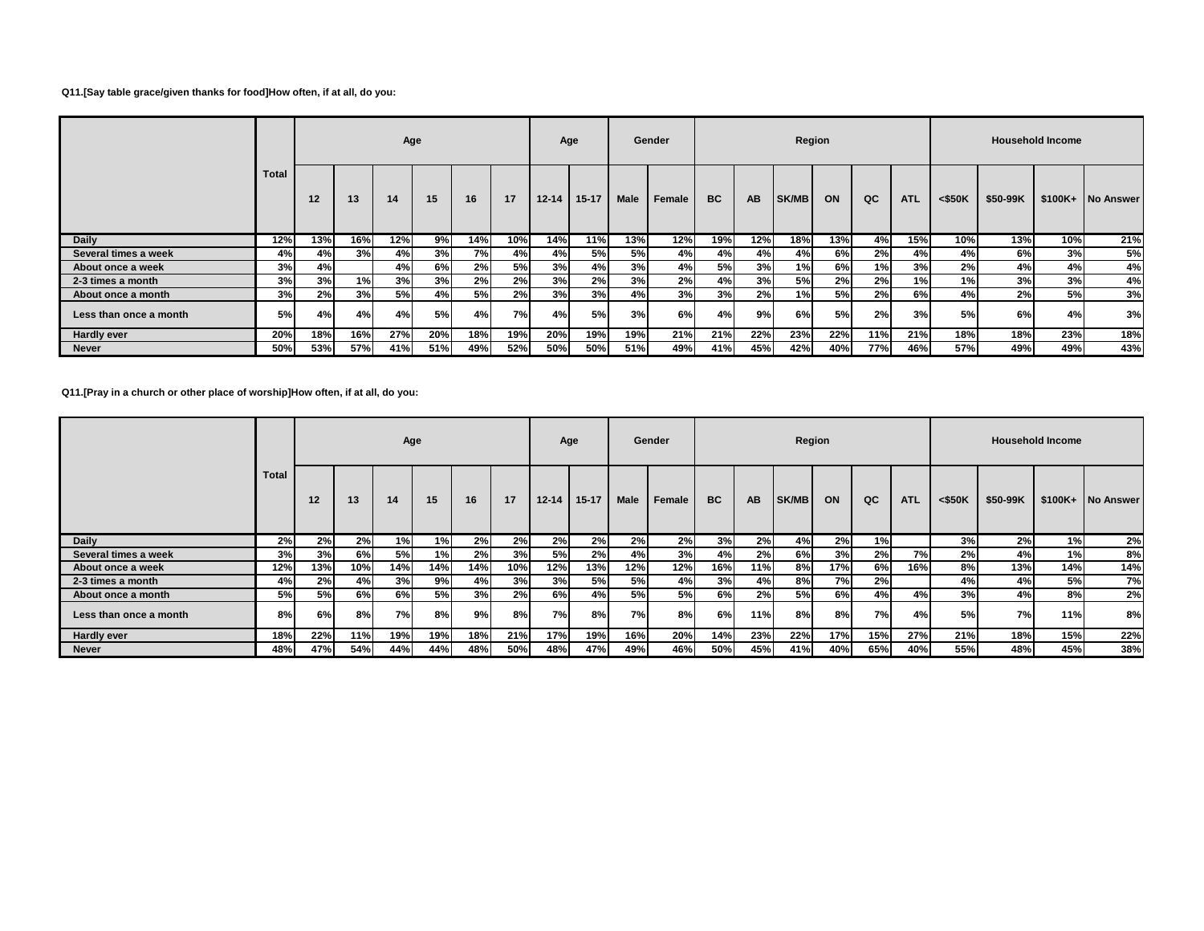**Q11.[Say table grace/given thanks for food]How often, if at all, do you:**

| | Total | Age | | | | | | Age | | Gender | | Region | | | | | | Household Income | | | |
|---|---|---|---|---|---|---|---|---|---|---|---|---|---|---|---|---|---|---|---|---|---|
| | | 12 | 13 | 14 | 15 | 16 | 17 | 12-14 | 15-17 | Male | Female | BC | AB | SK/MB | ON | QC | ATL | <$50K | $50-99K | $100K+ | No Answer |
| Daily | 12% | 13% | 16% | 12% | 9% | 14% | 10% | 14% | 11% | 13% | 12% | 19% | 12% | 18% | 13% | 4% | 15% | 10% | 13% | 10% | 21% |
| Several times a week | 4% | 4% | 3% | 4% | 3% | 7% | 4% | 4% | 5% | 5% | 4% | 4% | 4% | 4% | 6% | 2% | 4% | 4% | 6% | 3% | 5% |
| About once a week | 3% | 4% | | 4% | 6% | 2% | 5% | 3% | 4% | 3% | 4% | 5% | 3% | 1% | 6% | 1% | 3% | 2% | 4% | 4% | 4% |
| 2-3 times a month | 3% | 3% | 1% | 3% | 3% | 2% | 2% | 3% | 2% | 3% | 2% | 4% | 3% | 5% | 2% | 2% | 1% | 1% | 3% | 3% | 4% |
| About once a month | 3% | 2% | 3% | 5% | 4% | 5% | 2% | 3% | 3% | 4% | 3% | 3% | 2% | 1% | 5% | 2% | 6% | 4% | 2% | 5% | 3% |
| Less than once a month | 5% | 4% | 4% | 4% | 5% | 4% | 7% | 4% | 5% | 3% | 6% | 4% | 9% | 6% | 5% | 2% | 3% | 5% | 6% | 4% | 3% |
| Hardly ever | 20% | 18% | 16% | 27% | 20% | 18% | 19% | 20% | 19% | 19% | 21% | 21% | 22% | 23% | 22% | 11% | 21% | 18% | 18% | 23% | 18% |
| Never | 50% | 53% | 57% | 41% | 51% | 49% | 52% | 50% | 50% | 51% | 49% | 41% | 45% | 42% | 40% | 77% | 46% | 57% | 49% | 49% | 43% |

**Q11.[Pray in a church or other place of worship]How often, if at all, do you:**

| | Total | Age | | | | | | Age | | Gender | | Region | | | | | | Household Income | | | |
|---|---|---|---|---|---|---|---|---|---|---|---|---|---|---|---|---|---|---|---|---|---|
| | | 12 | 13 | 14 | 15 | 16 | 17 | 12-14 | 15-17 | Male | Female | BC | AB | SK/MB | ON | QC | ATL | <$50K | $50-99K | $100K+ | No Answer |
| Daily | 2% | 2% | 2% | 1% | 1% | 2% | 2% | 2% | 2% | 2% | 2% | 3% | 2% | 4% | 2% | 1% | | 3% | 2% | 1% | 2% |
| Several times a week | 3% | 3% | 6% | 5% | 1% | 2% | 3% | 5% | 2% | 4% | 3% | 4% | 2% | 6% | 3% | 2% | 7% | 2% | 4% | 1% | 8% |
| About once a week | 12% | 13% | 10% | 14% | 14% | 14% | 10% | 12% | 13% | 12% | 12% | 16% | 11% | 8% | 17% | 6% | 16% | 8% | 13% | 14% | 14% |
| 2-3 times a month | 4% | 2% | 4% | 3% | 9% | 4% | 3% | 3% | 5% | 5% | 4% | 3% | 4% | 8% | 7% | 2% | | 4% | 4% | 5% | 7% |
| About once a month | 5% | 5% | 6% | 6% | 5% | 3% | 2% | 6% | 4% | 5% | 5% | 6% | 2% | 5% | 6% | 4% | 4% | 3% | 4% | 8% | 2% |
| Less than once a month | 8% | 6% | 8% | 7% | 8% | 9% | 8% | 7% | 8% | 7% | 8% | 6% | 11% | 8% | 8% | 7% | 4% | 5% | 7% | 11% | 8% |
| Hardly ever | 18% | 22% | 11% | 19% | 19% | 18% | 21% | 17% | 19% | 16% | 20% | 14% | 23% | 22% | 17% | 15% | 27% | 21% | 18% | 15% | 22% |
| Never | 48% | 47% | 54% | 44% | 44% | 48% | 50% | 48% | 47% | 49% | 46% | 50% | 45% | 41% | 40% | 65% | 40% | 55% | 48% | 45% | 38% |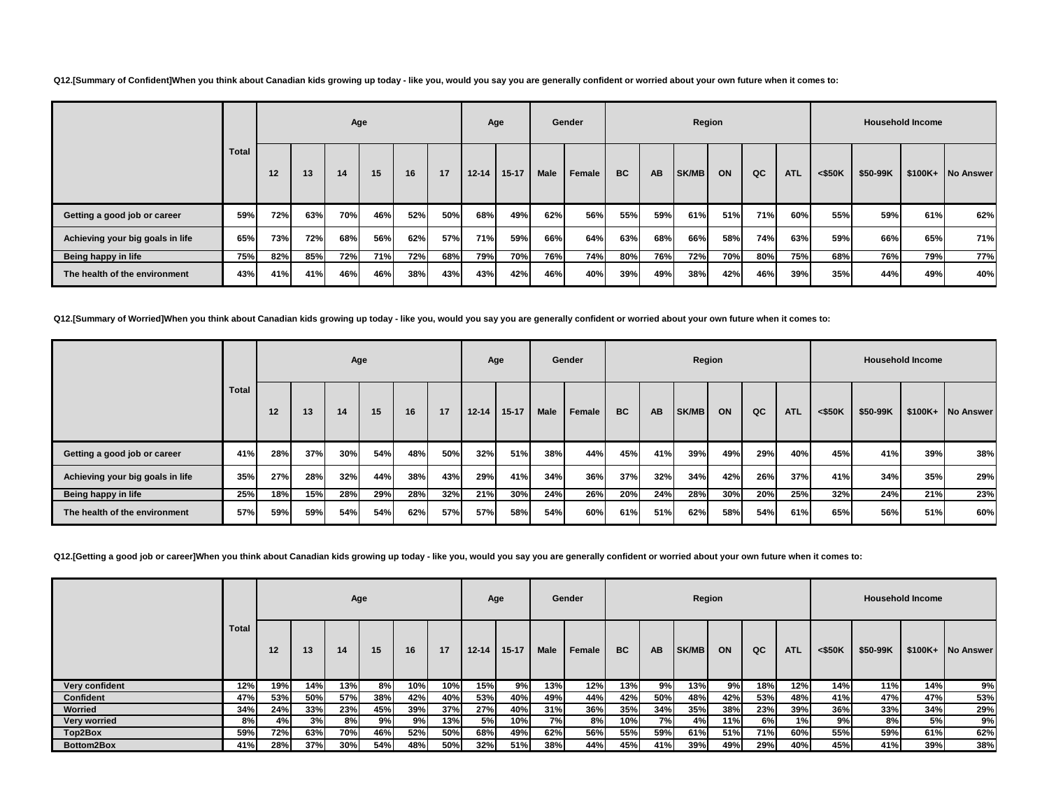Q12.[Summary of Confident]When you think about Canadian kids growing up today - like you, would you say you are generally confident or worried about your own future when it comes to:

| | Total | Age | | | | | | Age | | Gender | | Region | | | | | | Household Income | | | |
|---|---|---|---|---|---|---|---|---|---|---|---|---|---|---|---|---|---|---|---|---|---|
| | | 12 | 13 | 14 | 15 | 16 | 17 | 12-14 | 15-17 | Male | Female | BC | AB | SK/MB | ON | QC | ATL | <$50K | $50-99K | $100K+ | No Answer |
| Getting a good job or career | 59% | 72% | 63% | 70% | 46% | 52% | 50% | 68% | 49% | 62% | 56% | 55% | 59% | 61% | 51% | 71% | 60% | 55% | 59% | 61% | 62% |
| Achieving your big goals in life | 65% | 73% | 72% | 68% | 56% | 62% | 57% | 71% | 59% | 66% | 64% | 63% | 68% | 66% | 58% | 74% | 63% | 59% | 66% | 65% | 71% |
| Being happy in life | 75% | 82% | 85% | 72% | 71% | 72% | 68% | 79% | 70% | 76% | 74% | 80% | 76% | 72% | 70% | 80% | 75% | 68% | 76% | 79% | 77% |
| The health of the environment | 43% | 41% | 41% | 46% | 46% | 38% | 43% | 43% | 42% | 46% | 40% | 39% | 49% | 38% | 42% | 46% | 39% | 35% | 44% | 49% | 40% |

Q12.[Summary of Worried]When you think about Canadian kids growing up today - like you, would you say you are generally confident or worried about your own future when it comes to:

| | Total | Age | | | | | | Age | | Gender | | Region | | | | | | Household Income | | | |
|---|---|---|---|---|---|---|---|---|---|---|---|---|---|---|---|---|---|---|---|---|---|
| | | 12 | 13 | 14 | 15 | 16 | 17 | 12-14 | 15-17 | Male | Female | BC | AB | SK/MB | ON | QC | ATL | <$50K | $50-99K | $100K+ | No Answer |
| Getting a good job or career | 41% | 28% | 37% | 30% | 54% | 48% | 50% | 32% | 51% | 38% | 44% | 45% | 41% | 39% | 49% | 29% | 40% | 45% | 41% | 39% | 38% |
| Achieving your big goals in life | 35% | 27% | 28% | 32% | 44% | 38% | 43% | 29% | 41% | 34% | 36% | 37% | 32% | 34% | 42% | 26% | 37% | 41% | 34% | 35% | 29% |
| Being happy in life | 25% | 18% | 15% | 28% | 29% | 28% | 32% | 21% | 30% | 24% | 26% | 20% | 24% | 28% | 30% | 20% | 25% | 32% | 24% | 21% | 23% |
| The health of the environment | 57% | 59% | 59% | 54% | 54% | 62% | 57% | 57% | 58% | 54% | 60% | 61% | 51% | 62% | 58% | 54% | 61% | 65% | 56% | 51% | 60% |

Q12.[Getting a good job or career]When you think about Canadian kids growing up today - like you, would you say you are generally confident or worried about your own future when it comes to:

| | Total | Age | | | | | | Age | | Gender | | Region | | | | | | Household Income | | | |
|---|---|---|---|---|---|---|---|---|---|---|---|---|---|---|---|---|---|---|---|---|---|
| | | 12 | 13 | 14 | 15 | 16 | 17 | 12-14 | 15-17 | Male | Female | BC | AB | SK/MB | ON | QC | ATL | <$50K | $50-99K | $100K+ | No Answer |
| Very confident | 12% | 19% | 14% | 13% | 8% | 10% | 10% | 15% | 9% | 13% | 12% | 13% | 9% | 13% | 9% | 18% | 12% | 14% | 11% | 14% | 9% |
| Confident | 47% | 53% | 50% | 57% | 38% | 42% | 40% | 53% | 40% | 49% | 44% | 42% | 50% | 48% | 42% | 53% | 48% | 41% | 47% | 47% | 53% |
| Worried | 34% | 24% | 33% | 23% | 45% | 39% | 37% | 27% | 40% | 31% | 36% | 35% | 34% | 35% | 38% | 23% | 39% | 36% | 33% | 34% | 29% |
| Very worried | 8% | 4% | 3% | 8% | 9% | 9% | 13% | 5% | 10% | 7% | 8% | 10% | 7% | 4% | 11% | 6% | 1% | 9% | 8% | 5% | 9% |
| Top2Box | 59% | 72% | 63% | 70% | 46% | 52% | 50% | 68% | 49% | 62% | 56% | 55% | 59% | 61% | 51% | 71% | 60% | 55% | 59% | 61% | 62% |
| Bottom2Box | 41% | 28% | 37% | 30% | 54% | 48% | 50% | 32% | 51% | 38% | 44% | 45% | 41% | 39% | 49% | 29% | 40% | 45% | 41% | 39% | 38% |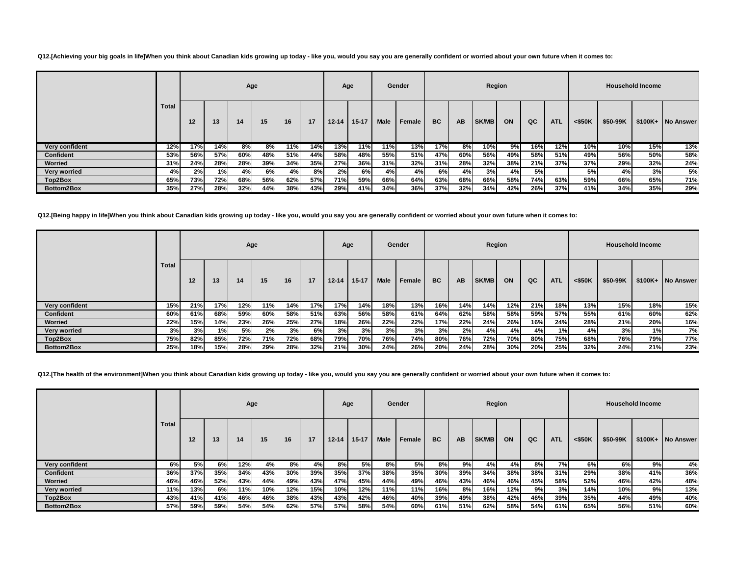Q12.[Achieving your big goals in life]When you think about Canadian kids growing up today - like you, would you say you are generally confident or worried about your own future when it comes to:

| | Total | Age | | | | | | Age | | Gender | | Region | | | | | | Household Income | | | |
|---|---|---|---|---|---|---|---|---|---|---|---|---|---|---|---|---|---|---|---|---|---|
| | | 12 | 13 | 14 | 15 | 16 | 17 | 12-14 | 15-17 | Male | Female | BC | AB | SK/MB | ON | QC | ATL | <$50K | $50-99K | $100K+ | No Answer |
| Very confident | 12% | 17% | 14% | 8% | 8% | 11% | 14% | 13% | 11% | 11% | 13% | 17% | 8% | 10% | 9% | 16% | 12% | 10% | 10% | 15% | 13% |
| Confident | 53% | 56% | 57% | 60% | 48% | 51% | 44% | 58% | 48% | 55% | 51% | 47% | 60% | 56% | 49% | 58% | 51% | 49% | 56% | 50% | 58% |
| Worried | 31% | 24% | 28% | 28% | 39% | 34% | 35% | 27% | 36% | 31% | 32% | 31% | 28% | 32% | 38% | 21% | 37% | 37% | 29% | 32% | 24% |
| Very worried | 4% | 2% | 1% | 4% | 6% | 4% | 8% | 2% | 6% | 4% | 4% | 6% | 4% | 3% | 4% | 5% | | 5% | 4% | 3% | 5% |
| Top2Box | 65% | 73% | 72% | 68% | 56% | 62% | 57% | 71% | 59% | 66% | 64% | 63% | 68% | 66% | 58% | 74% | 63% | 59% | 66% | 65% | 71% |
| Bottom2Box | 35% | 27% | 28% | 32% | 44% | 38% | 43% | 29% | 41% | 34% | 36% | 37% | 32% | 34% | 42% | 26% | 37% | 41% | 34% | 35% | 29% |

Q12.[Being happy in life]When you think about Canadian kids growing up today - like you, would you say you are generally confident or worried about your own future when it comes to:

| | Total | Age | | | | | | Age | | Gender | | Region | | | | | | Household Income | | | |
|---|---|---|---|---|---|---|---|---|---|---|---|---|---|---|---|---|---|---|---|---|---|
| | | 12 | 13 | 14 | 15 | 16 | 17 | 12-14 | 15-17 | Male | Female | BC | AB | SK/MB | ON | QC | ATL | <$50K | $50-99K | $100K+ | No Answer |
| Very confident | 15% | 21% | 17% | 12% | 11% | 14% | 17% | 17% | 14% | 18% | 13% | 16% | 14% | 14% | 12% | 21% | 18% | 13% | 15% | 18% | 15% |
| Confident | 60% | 61% | 68% | 59% | 60% | 58% | 51% | 63% | 56% | 58% | 61% | 64% | 62% | 58% | 58% | 59% | 57% | 55% | 61% | 60% | 62% |
| Worried | 22% | 15% | 14% | 23% | 26% | 25% | 27% | 18% | 26% | 22% | 22% | 17% | 22% | 24% | 26% | 16% | 24% | 28% | 21% | 20% | 16% |
| Very worried | 3% | 3% | 1% | 5% | 2% | 3% | 6% | 3% | 3% | 3% | 3% | 3% | 2% | 4% | 4% | 4% | 1% | 4% | 3% | 1% | 7% |
| Top2Box | 75% | 82% | 85% | 72% | 71% | 72% | 68% | 79% | 70% | 76% | 74% | 80% | 76% | 72% | 70% | 80% | 75% | 68% | 76% | 79% | 77% |
| Bottom2Box | 25% | 18% | 15% | 28% | 29% | 28% | 32% | 21% | 30% | 24% | 26% | 20% | 24% | 28% | 30% | 20% | 25% | 32% | 24% | 21% | 23% |

Q12.[The health of the environment]When you think about Canadian kids growing up today - like you, would you say you are generally confident or worried about your own future when it comes to:

| | Total | Age | | | | | | Age | | Gender | | Region | | | | | | Household Income | | | |
|---|---|---|---|---|---|---|---|---|---|---|---|---|---|---|---|---|---|---|---|---|---|
| | | 12 | 13 | 14 | 15 | 16 | 17 | 12-14 | 15-17 | Male | Female | BC | AB | SK/MB | ON | QC | ATL | <$50K | $50-99K | $100K+ | No Answer |
| Very confident | 6% | 5% | 6% | 12% | 4% | 8% | 4% | 8% | 5% | 8% | 5% | 8% | 9% | 4% | 4% | 8% | 7% | 6% | 6% | 9% | 4% |
| Confident | 36% | 37% | 35% | 34% | 43% | 30% | 39% | 35% | 37% | 38% | 35% | 30% | 39% | 34% | 38% | 38% | 31% | 29% | 38% | 41% | 36% |
| Worried | 46% | 46% | 52% | 43% | 44% | 49% | 43% | 47% | 45% | 44% | 49% | 46% | 43% | 46% | 46% | 45% | 58% | 52% | 46% | 42% | 48% |
| Very worried | 11% | 13% | 6% | 11% | 10% | 12% | 15% | 10% | 12% | 11% | 11% | 16% | 8% | 16% | 12% | 9% | 3% | 14% | 10% | 9% | 13% |
| Top2Box | 43% | 41% | 41% | 46% | 46% | 38% | 43% | 43% | 42% | 46% | 40% | 39% | 49% | 38% | 42% | 46% | 39% | 35% | 44% | 49% | 40% |
| Bottom2Box | 57% | 59% | 59% | 54% | 54% | 62% | 57% | 57% | 58% | 54% | 60% | 61% | 51% | 62% | 58% | 54% | 61% | 65% | 56% | 51% | 60% |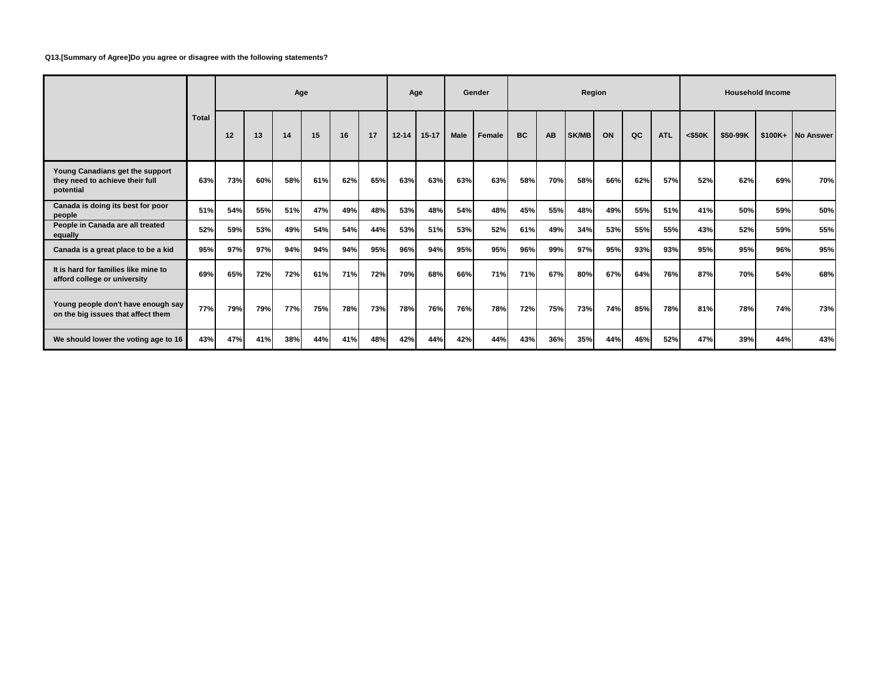**Q13.[Summary of Agree]Do you agree or disagree with the following statements?**

| | Total | Age | | | | | | Age | | Gender | | Region | | | | | | Household Income | | | |
|---|---|---|---|---|---|---|---|---|---|---|---|---|---|---|---|---|---|---|---|---|---|
| | | 12 | 13 | 14 | 15 | 16 | 17 | 12-14 | 15-17 | Male | Female | BC | AB | SK/MB | ON | QC | ATL | <$50K | $50-99K | $100K+ | No Answer |
| Young Canadians get the support they need to achieve their full potential | 63% | 73% | 60% | 58% | 61% | 62% | 65% | 63% | 63% | 63% | 63% | 58% | 70% | 58% | 66% | 62% | 57% | 52% | 62% | 69% | 70% |
| Canada is doing its best for poor people | 51% | 54% | 55% | 51% | 47% | 49% | 48% | 53% | 48% | 54% | 48% | 45% | 55% | 48% | 49% | 55% | 51% | 41% | 50% | 59% | 50% |
| People in Canada are all treated equally | 52% | 59% | 53% | 49% | 54% | 54% | 44% | 53% | 51% | 53% | 52% | 61% | 49% | 34% | 53% | 55% | 55% | 43% | 52% | 59% | 55% |
| Canada is a great place to be a kid | 95% | 97% | 97% | 94% | 94% | 94% | 95% | 96% | 94% | 95% | 95% | 96% | 99% | 97% | 95% | 93% | 93% | 95% | 95% | 96% | 95% |
| It is hard for families like mine to afford college or university | 69% | 65% | 72% | 72% | 61% | 71% | 72% | 70% | 68% | 66% | 71% | 71% | 67% | 80% | 67% | 64% | 76% | 87% | 70% | 54% | 68% |
| Young people don't have enough say on the big issues that affect them | 77% | 79% | 79% | 77% | 75% | 78% | 73% | 78% | 76% | 76% | 78% | 72% | 75% | 73% | 74% | 85% | 78% | 81% | 78% | 74% | 73% |
| We should lower the voting age to 16 | 43% | 47% | 41% | 38% | 44% | 41% | 48% | 42% | 44% | 42% | 44% | 43% | 36% | 35% | 44% | 46% | 52% | 47% | 39% | 44% | 43% |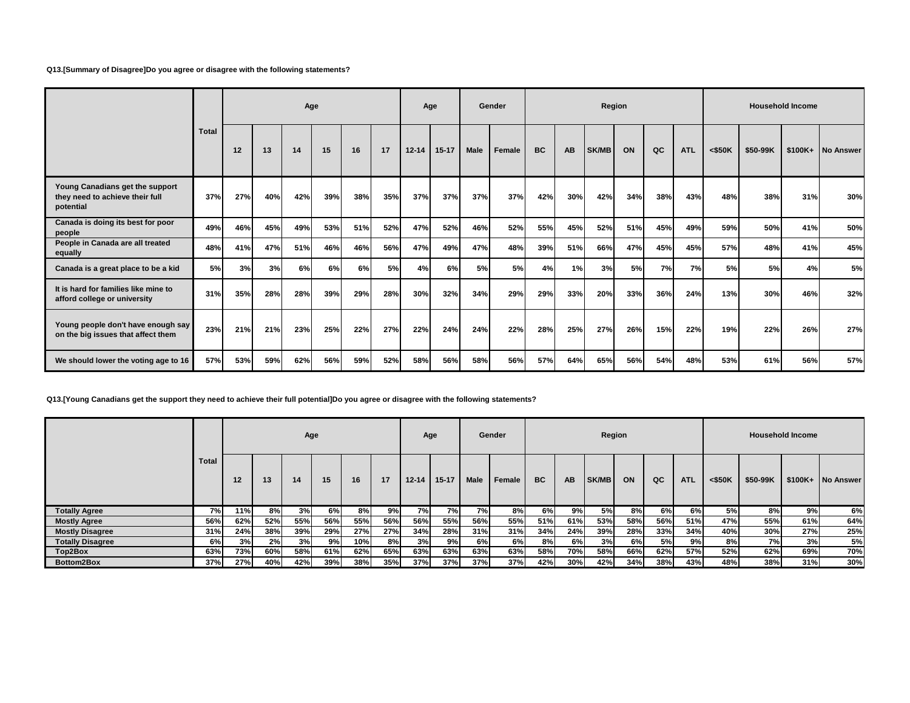**Q13.[Summary of Disagree]Do you agree or disagree with the following statements?**

| | Total | Age | | | | | | Age | | Gender | | Region | | | | | | Household Income | | | |
|---|---|---|---|---|---|---|---|---|---|---|---|---|---|---|---|---|---|---|---|---|---|
| | | 12 | 13 | 14 | 15 | 16 | 17 | 12-14 | 15-17 | Male | Female | BC | AB | SK/MB | ON | QC | ATL | <$50K | $50-99K | $100K+ | No Answer |
| Young Canadians get the support they need to achieve their full potential | 37% | 27% | 40% | 42% | 39% | 38% | 35% | 37% | 37% | 37% | 37% | 42% | 30% | 42% | 34% | 38% | 43% | 48% | 38% | 31% | 30% |
| Canada is doing its best for poor people | 49% | 46% | 45% | 49% | 53% | 51% | 52% | 47% | 52% | 46% | 52% | 55% | 45% | 52% | 51% | 45% | 49% | 59% | 50% | 41% | 50% |
| People in Canada are all treated equally | 48% | 41% | 47% | 51% | 46% | 46% | 56% | 47% | 49% | 47% | 48% | 39% | 51% | 66% | 47% | 45% | 45% | 57% | 48% | 41% | 45% |
| Canada is a great place to be a kid | 5% | 3% | 3% | 6% | 6% | 6% | 5% | 4% | 6% | 5% | 5% | 4% | 1% | 3% | 5% | 7% | 7% | 5% | 5% | 4% | 5% |
| It is hard for families like mine to afford college or university | 31% | 35% | 28% | 28% | 39% | 29% | 28% | 30% | 32% | 34% | 29% | 29% | 33% | 20% | 33% | 36% | 24% | 13% | 30% | 46% | 32% |
| Young people don't have enough say on the big issues that affect them | 23% | 21% | 21% | 23% | 25% | 22% | 27% | 22% | 24% | 24% | 22% | 28% | 25% | 27% | 26% | 15% | 22% | 19% | 22% | 26% | 27% |
| We should lower the voting age to 16 | 57% | 53% | 59% | 62% | 56% | 59% | 52% | 58% | 56% | 58% | 56% | 57% | 64% | 65% | 56% | 54% | 48% | 53% | 61% | 56% | 57% |

**Q13.[Young Canadians get the support they need to achieve their full potential]Do you agree or disagree with the following statements?**

| | Total | Age | | | | | | Age | | Gender | | Region | | | | | | Household Income | | | |
|---|---|---|---|---|---|---|---|---|---|---|---|---|---|---|---|---|---|---|---|---|---|
| | | 12 | 13 | 14 | 15 | 16 | 17 | 12-14 | 15-17 | Male | Female | BC | AB | SK/MB | ON | QC | ATL | <$50K | $50-99K | $100K+ | No Answer |
| Totally Agree | 7% | 11% | 8% | 3% | 6% | 8% | 9% | 7% | 7% | 7% | 8% | 6% | 9% | 5% | 8% | 6% | 6% | 5% | 8% | 9% | 6% |
| Mostly Agree | 56% | 62% | 52% | 55% | 56% | 55% | 56% | 56% | 55% | 56% | 55% | 51% | 61% | 53% | 58% | 56% | 51% | 47% | 55% | 61% | 64% |
| Mostly Disagree | 31% | 24% | 38% | 39% | 29% | 27% | 27% | 34% | 28% | 31% | 31% | 34% | 24% | 39% | 28% | 33% | 34% | 40% | 30% | 27% | 25% |
| Totally Disagree | 6% | 3% | 2% | 3% | 9% | 10% | 8% | 3% | 9% | 6% | 6% | 8% | 6% | 3% | 6% | 5% | 9% | 8% | 7% | 3% | 5% |
| Top2Box | 63% | 73% | 60% | 58% | 61% | 62% | 65% | 63% | 63% | 63% | 63% | 58% | 70% | 58% | 66% | 62% | 57% | 52% | 62% | 69% | 70% |
| Bottom2Box | 37% | 27% | 40% | 42% | 39% | 38% | 35% | 37% | 37% | 37% | 37% | 42% | 30% | 42% | 34% | 38% | 43% | 48% | 38% | 31% | 30% |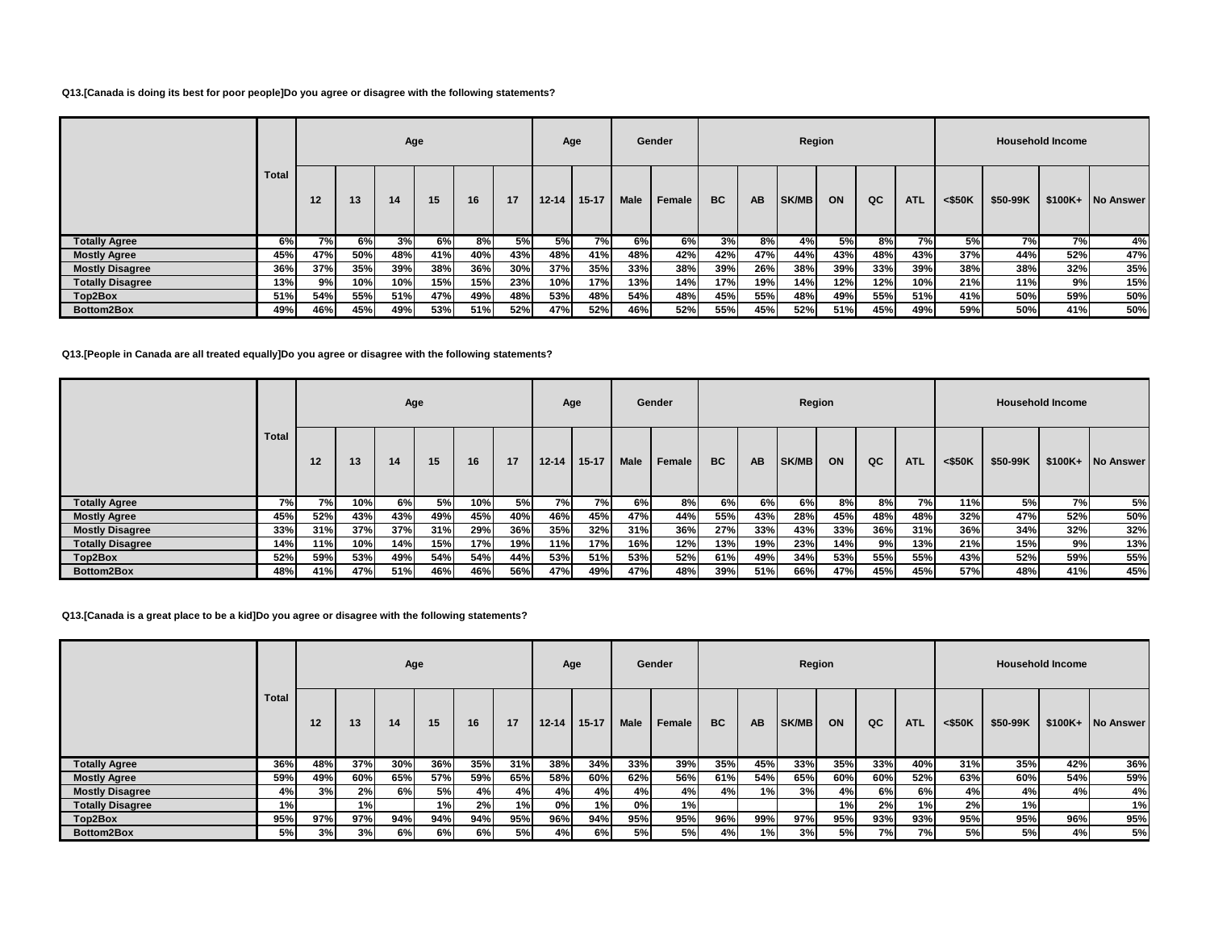**Q13.[Canada is doing its best for poor people]Do you agree or disagree with the following statements?**

| | Total | Age | | | | | | Age | | Gender | | Region | | | | | | Household Income | | | |
|---|---|---|---|---|---|---|---|---|---|---|---|---|---|---|---|---|---|---|---|---|---|
| | | 12 | 13 | 14 | 15 | 16 | 17 | 12-14 | 15-17 | Male | Female | BC | AB | SK/MB | ON | QC | ATL | <$50K | $50-99K | $100K+ | No Answer |
| **Totally Agree** | 6% | 7% | 6% | 3% | 6% | 8% | 5% | 5% | 7% | 6% | 6% | 3% | 8% | 4% | 5% | 8% | 7% | 5% | 7% | 7% | 4% |
| **Mostly Agree** | 45% | 47% | 50% | 48% | 41% | 40% | 43% | 48% | 41% | 48% | 42% | 42% | 47% | 44% | 43% | 48% | 43% | 37% | 44% | 52% | 47% |
| **Mostly Disagree** | 36% | 37% | 35% | 39% | 38% | 36% | 30% | 37% | 35% | 33% | 38% | 39% | 26% | 38% | 39% | 33% | 39% | 38% | 38% | 32% | 35% |
| **Totally Disagree** | 13% | 9% | 10% | 10% | 15% | 15% | 23% | 10% | 17% | 13% | 14% | 17% | 19% | 14% | 12% | 12% | 10% | 21% | 11% | 9% | 15% |
| **Top2Box** | 51% | 54% | 55% | 51% | 47% | 49% | 48% | 53% | 48% | 54% | 48% | 45% | 55% | 48% | 49% | 55% | 51% | 41% | 50% | 59% | 50% |
| **Bottom2Box** | 49% | 46% | 45% | 49% | 53% | 51% | 52% | 47% | 52% | 46% | 52% | 55% | 45% | 52% | 51% | 45% | 49% | 59% | 50% | 41% | 50% |

**Q13.[People in Canada are all treated equally]Do you agree or disagree with the following statements?**

| | Total | Age | | | | | | Age | | Gender | | Region | | | | | | Household Income | | | |
|---|---|---|---|---|---|---|---|---|---|---|---|---|---|---|---|---|---|---|---|---|---|
| | | 12 | 13 | 14 | 15 | 16 | 17 | 12-14 | 15-17 | Male | Female | BC | AB | SK/MB | ON | QC | ATL | <$50K | $50-99K | $100K+ | No Answer |
| **Totally Agree** | 7% | 7% | 10% | 6% | 5% | 10% | 5% | 7% | 7% | 6% | 8% | 6% | 6% | 6% | 8% | 8% | 7% | 11% | 5% | 7% | 5% |
| **Mostly Agree** | 45% | 52% | 43% | 43% | 49% | 45% | 40% | 46% | 45% | 47% | 44% | 55% | 43% | 28% | 45% | 48% | 48% | 32% | 47% | 52% | 50% |
| **Mostly Disagree** | 33% | 31% | 37% | 37% | 31% | 29% | 36% | 35% | 32% | 31% | 36% | 27% | 33% | 43% | 33% | 36% | 31% | 36% | 34% | 32% | 32% |
| **Totally Disagree** | 14% | 11% | 10% | 14% | 15% | 17% | 19% | 11% | 17% | 16% | 12% | 13% | 19% | 23% | 14% | 9% | 13% | 21% | 15% | 9% | 13% |
| **Top2Box** | 52% | 59% | 53% | 49% | 54% | 54% | 44% | 53% | 51% | 53% | 52% | 61% | 49% | 34% | 53% | 55% | 55% | 43% | 52% | 59% | 55% |
| **Bottom2Box** | 48% | 41% | 47% | 51% | 46% | 46% | 56% | 47% | 49% | 47% | 48% | 39% | 51% | 66% | 47% | 45% | 45% | 57% | 48% | 41% | 45% |

**Q13.[Canada is a great place to be a kid]Do you agree or disagree with the following statements?**

| | Total | Age | | | | | | Age | | Gender | | Region | | | | | | Household Income | | | |
|---|---|---|---|---|---|---|---|---|---|---|---|---|---|---|---|---|---|---|---|---|---|
| | | 12 | 13 | 14 | 15 | 16 | 17 | 12-14 | 15-17 | Male | Female | BC | AB | SK/MB | ON | QC | ATL | <$50K | $50-99K | $100K+ | No Answer |
| **Totally Agree** | 36% | 48% | 37% | 30% | 36% | 35% | 31% | 38% | 34% | 33% | 39% | 35% | 45% | 33% | 35% | 33% | 40% | 31% | 35% | 42% | 36% |
| **Mostly Agree** | 59% | 49% | 60% | 65% | 57% | 59% | 65% | 58% | 60% | 62% | 56% | 61% | 54% | 65% | 60% | 60% | 52% | 63% | 60% | 54% | 59% |
| **Mostly Disagree** | 4% | 3% | 2% | 6% | 5% | 4% | 4% | 4% | 4% | 4% | 4% | 4% | 1% | 3% | 4% | 6% | 6% | 4% | 4% | 4% | 4% |
| **Totally Disagree** | 1% | | 1% | | 1% | 2% | 1% | 0% | 1% | 0% | 1% | | | | 1% | 2% | 1% | 2% | 1% | | 1% |
| **Top2Box** | 95% | 97% | 97% | 94% | 94% | 94% | 95% | 96% | 94% | 95% | 95% | 96% | 99% | 97% | 95% | 93% | 93% | 95% | 95% | 96% | 95% |
| **Bottom2Box** | 5% | 3% | 3% | 6% | 6% | 6% | 5% | 4% | 6% | 5% | 5% | 4% | 1% | 3% | 5% | 7% | 7% | 5% | 5% | 4% | 5% |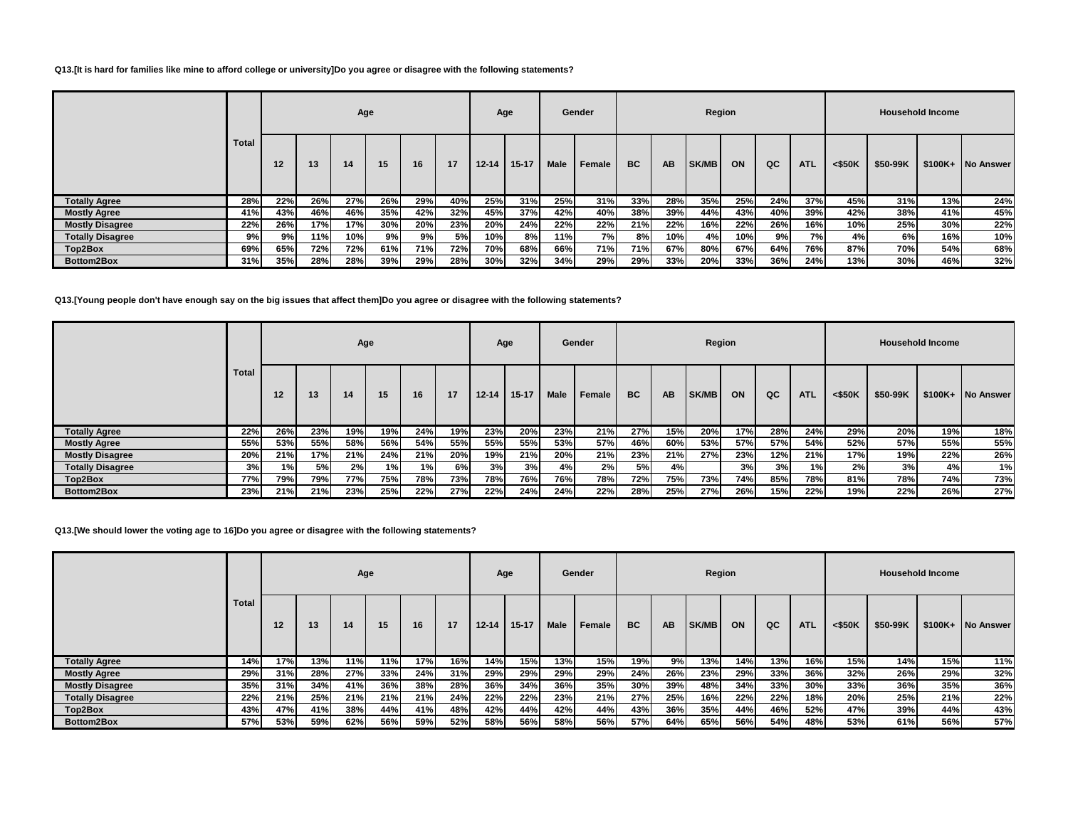**Q13.[It is hard for families like mine to afford college or university]Do you agree or disagree with the following statements?**

| | Total | Age | | | | | | Age | | Gender | | Region | | | | | | Household Income | | | |
|---|---|---|---|---|---|---|---|---|---|---|---|---|---|---|---|---|---|---|---|---|---|
| | | 12 | 13 | 14 | 15 | 16 | 17 | 12-14 | 15-17 | Male | Female | BC | AB | SK/MB | ON | QC | ATL | <$50K | $50-99K | $100K+ | No Answer |
| **Totally Agree** | 28% | 22% | 26% | 27% | 26% | 29% | 40% | 25% | 31% | 25% | 31% | 33% | 28% | 35% | 25% | 24% | 37% | 45% | 31% | 13% | 24% |
| **Mostly Agree** | 41% | 43% | 46% | 46% | 35% | 42% | 32% | 45% | 37% | 42% | 40% | 38% | 39% | 44% | 43% | 40% | 39% | 42% | 38% | 41% | 45% |
| **Mostly Disagree** | 22% | 26% | 17% | 17% | 30% | 20% | 23% | 20% | 24% | 22% | 22% | 21% | 22% | 16% | 22% | 26% | 16% | 10% | 25% | 30% | 22% |
| **Totally Disagree** | 9% | 9% | 11% | 10% | 9% | 9% | 5% | 10% | 8% | 11% | 7% | 8% | 10% | 4% | 10% | 9% | 7% | 4% | 6% | 16% | 10% |
| **Top2Box** | 69% | 65% | 72% | 72% | 61% | 71% | 72% | 70% | 68% | 66% | 71% | 71% | 67% | 80% | 67% | 64% | 76% | 87% | 70% | 54% | 68% |
| **Bottom2Box** | 31% | 35% | 28% | 28% | 39% | 29% | 28% | 30% | 32% | 34% | 29% | 29% | 33% | 20% | 33% | 36% | 24% | 13% | 30% | 46% | 32% |

**Q13.[Young people don't have enough say on the big issues that affect them]Do you agree or disagree with the following statements?**

| | Total | Age | | | | | | Age | | Gender | | Region | | | | | | Household Income | | | |
|---|---|---|---|---|---|---|---|---|---|---|---|---|---|---|---|---|---|---|---|---|---|
| | | 12 | 13 | 14 | 15 | 16 | 17 | 12-14 | 15-17 | Male | Female | BC | AB | SK/MB | ON | QC | ATL | <$50K | $50-99K | $100K+ | No Answer |
| **Totally Agree** | 22% | 26% | 23% | 19% | 19% | 24% | 19% | 23% | 20% | 23% | 21% | 27% | 15% | 20% | 17% | 28% | 24% | 29% | 20% | 19% | 18% |
| **Mostly Agree** | 55% | 53% | 55% | 58% | 56% | 54% | 55% | 55% | 55% | 53% | 57% | 46% | 60% | 53% | 57% | 57% | 54% | 52% | 57% | 55% | 55% |
| **Mostly Disagree** | 20% | 21% | 17% | 21% | 24% | 21% | 20% | 19% | 21% | 20% | 21% | 23% | 21% | 27% | 23% | 12% | 21% | 17% | 19% | 22% | 26% |
| **Totally Disagree** | 3% | 1% | 5% | 2% | 1% | 1% | 6% | 3% | 3% | 4% | 2% | 5% | 4% | | 3% | 3% | 1% | 2% | 3% | 4% | 1% |
| **Top2Box** | 77% | 79% | 79% | 77% | 75% | 78% | 73% | 78% | 76% | 76% | 78% | 72% | 75% | 73% | 74% | 85% | 78% | 81% | 78% | 74% | 73% |
| **Bottom2Box** | 23% | 21% | 21% | 23% | 25% | 22% | 27% | 22% | 24% | 24% | 22% | 28% | 25% | 27% | 26% | 15% | 22% | 19% | 22% | 26% | 27% |

**Q13.[We should lower the voting age to 16]Do you agree or disagree with the following statements?**

| | Total | Age | | | | | | Age | | Gender | | Region | | | | | | Household Income | | | |
|---|---|---|---|---|---|---|---|---|---|---|---|---|---|---|---|---|---|---|---|---|---|
| | | 12 | 13 | 14 | 15 | 16 | 17 | 12-14 | 15-17 | Male | Female | BC | AB | SK/MB | ON | QC | ATL | <$50K | $50-99K | $100K+ | No Answer |
| **Totally Agree** | 14% | 17% | 13% | 11% | 11% | 17% | 16% | 14% | 15% | 13% | 15% | 19% | 9% | 13% | 14% | 13% | 16% | 15% | 14% | 15% | 11% |
| **Mostly Agree** | 29% | 31% | 28% | 27% | 33% | 24% | 31% | 29% | 29% | 29% | 29% | 24% | 26% | 23% | 29% | 33% | 36% | 32% | 26% | 29% | 32% |
| **Mostly Disagree** | 35% | 31% | 34% | 41% | 36% | 38% | 28% | 36% | 34% | 36% | 35% | 30% | 39% | 48% | 34% | 33% | 30% | 33% | 36% | 35% | 36% |
| **Totally Disagree** | 22% | 21% | 25% | 21% | 21% | 21% | 24% | 22% | 22% | 23% | 21% | 27% | 25% | 16% | 22% | 22% | 18% | 20% | 25% | 21% | 22% |
| **Top2Box** | 43% | 47% | 41% | 38% | 44% | 41% | 48% | 42% | 44% | 42% | 44% | 43% | 36% | 35% | 44% | 46% | 52% | 47% | 39% | 44% | 43% |
| **Bottom2Box** | 57% | 53% | 59% | 62% | 56% | 59% | 52% | 58% | 56% | 58% | 56% | 57% | 64% | 65% | 56% | 54% | 48% | 53% | 61% | 56% | 57% |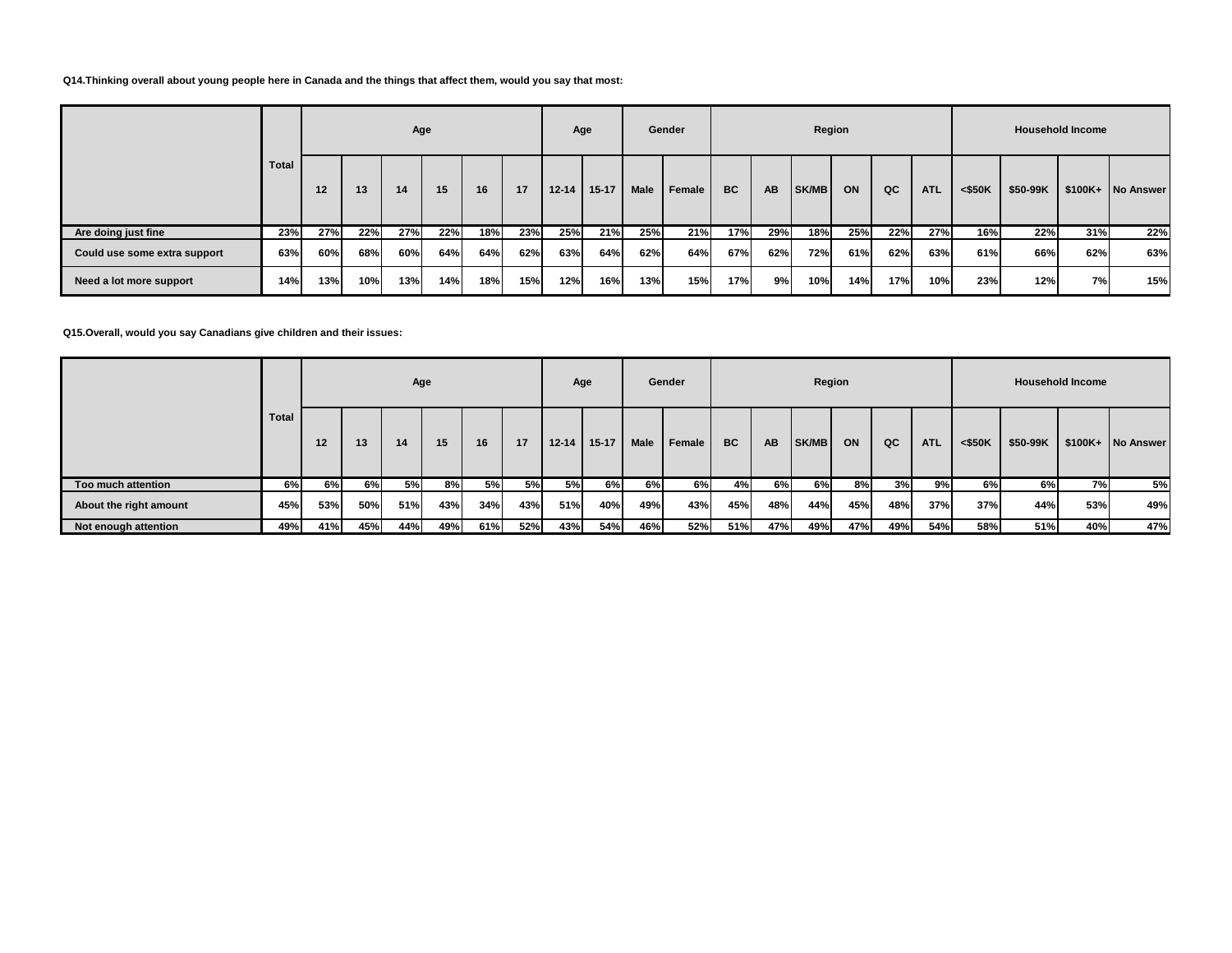**Q14.Thinking overall about young people here in Canada and the things that affect them, would you say that most:**

| | Total | Age | | | | | | Age | | Gender | | Region | | | | | | Household Income | | | |
|---|---|---|---|---|---|---|---|---|---|---|---|---|---|---|---|---|---|---|---|---|---|
| | | 12 | 13 | 14 | 15 | 16 | 17 | 12-14 | 15-17 | Male | Female | BC | AB | SK/MB | ON | QC | ATL | <$50K | $50-99K | $100K+ | No Answer |
| Are doing just fine | 23% | 27% | 22% | 27% | 22% | 18% | 23% | 25% | 21% | 25% | 21% | 17% | 29% | 18% | 25% | 22% | 27% | 16% | 22% | 31% | 22% |
| Could use some extra support | 63% | 60% | 68% | 60% | 64% | 64% | 62% | 63% | 64% | 62% | 64% | 67% | 62% | 72% | 61% | 62% | 63% | 61% | 66% | 62% | 63% |
| Need a lot more support | 14% | 13% | 10% | 13% | 14% | 18% | 15% | 12% | 16% | 13% | 15% | 17% | 9% | 10% | 14% | 17% | 10% | 23% | 12% | 7% | 15% |

**Q15.Overall, would you say Canadians give children and their issues:**

| | Total | Age | | | | | | Age | | Gender | | Region | | | | | | Household Income | | | |
|---|---|---|---|---|---|---|---|---|---|---|---|---|---|---|---|---|---|---|---|---|---|
| | | 12 | 13 | 14 | 15 | 16 | 17 | 12-14 | 15-17 | Male | Female | BC | AB | SK/MB | ON | QC | ATL | <$50K | $50-99K | $100K+ | No Answer |
| Too much attention | 6% | 6% | 6% | 5% | 8% | 5% | 5% | 5% | 6% | 6% | 6% | 4% | 6% | 6% | 8% | 3% | 9% | 6% | 6% | 7% | 5% |
| About the right amount | 45% | 53% | 50% | 51% | 43% | 34% | 43% | 51% | 40% | 49% | 43% | 45% | 48% | 44% | 45% | 48% | 37% | 37% | 44% | 53% | 49% |
| Not enough attention | 49% | 41% | 45% | 44% | 49% | 61% | 52% | 43% | 54% | 46% | 52% | 51% | 47% | 49% | 47% | 49% | 54% | 58% | 51% | 40% | 47% |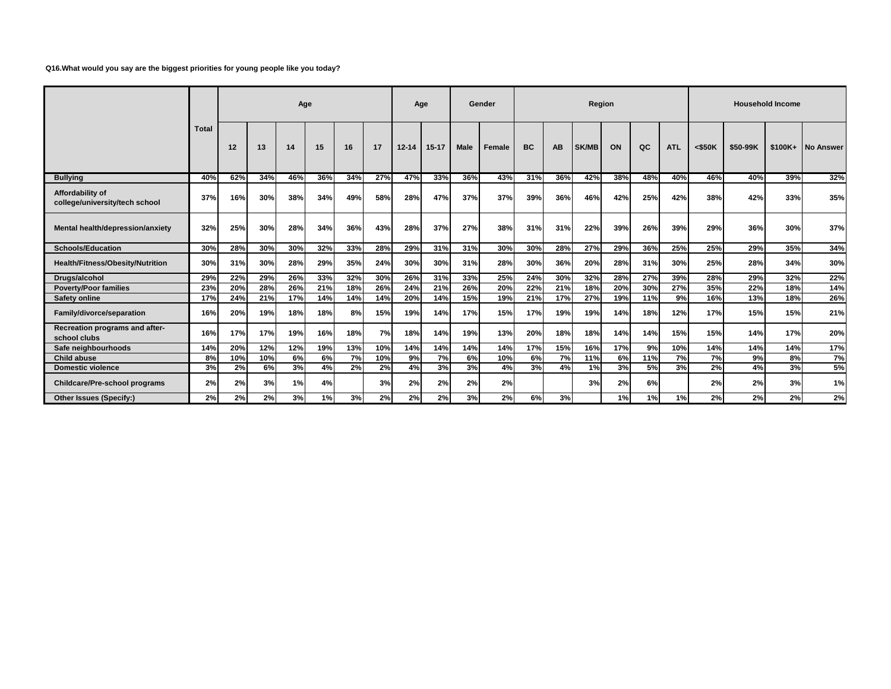**Q16.What would you say are the biggest priorities for young people like you today?**

| | Total | Age | | | | | | Age | | Gender | | Region | | | | | | Household Income | | | |
|---|---|---|---|---|---|---|---|---|---|---|---|---|---|---|---|---|---|---|---|---|---|
| | | 12 | 13 | 14 | 15 | 16 | 17 | 12-14 | 15-17 | Male | Female | BC | AB | SK/MB | ON | QC | ATL | <$50K | $50-99K | $100K+ | No Answer |
| Bullying | 40% | 62% | 34% | 46% | 36% | 34% | 27% | 47% | 33% | 36% | 43% | 31% | 36% | 42% | 38% | 48% | 40% | 46% | 40% | 39% | 32% |
| Affordability of college/university/tech school | 37% | 16% | 30% | 38% | 34% | 49% | 58% | 28% | 47% | 37% | 37% | 39% | 36% | 46% | 42% | 25% | 42% | 38% | 42% | 33% | 35% |
| Mental health/depression/anxiety | 32% | 25% | 30% | 28% | 34% | 36% | 43% | 28% | 37% | 27% | 38% | 31% | 31% | 22% | 39% | 26% | 39% | 29% | 36% | 30% | 37% |
| Schools/Education | 30% | 28% | 30% | 30% | 32% | 33% | 28% | 29% | 31% | 31% | 30% | 30% | 28% | 27% | 29% | 36% | 25% | 25% | 29% | 35% | 34% |
| Health/Fitness/Obesity/Nutrition | 30% | 31% | 30% | 28% | 29% | 35% | 24% | 30% | 30% | 31% | 28% | 30% | 36% | 20% | 28% | 31% | 30% | 25% | 28% | 34% | 30% |
| Drugs/alcohol | 29% | 22% | 29% | 26% | 33% | 32% | 30% | 26% | 31% | 33% | 25% | 24% | 30% | 32% | 28% | 27% | 39% | 28% | 29% | 32% | 22% |
| Poverty/Poor families | 23% | 20% | 28% | 26% | 21% | 18% | 26% | 24% | 21% | 26% | 20% | 22% | 21% | 18% | 20% | 30% | 27% | 35% | 22% | 18% | 14% |
| Safety online | 17% | 24% | 21% | 17% | 14% | 14% | 14% | 20% | 14% | 15% | 19% | 21% | 17% | 27% | 19% | 11% | 9% | 16% | 13% | 18% | 26% |
| Family/divorce/separation | 16% | 20% | 19% | 18% | 18% | 8% | 15% | 19% | 14% | 17% | 15% | 17% | 19% | 19% | 14% | 18% | 12% | 17% | 15% | 15% | 21% |
| Recreation programs and after-school clubs | 16% | 17% | 17% | 19% | 16% | 18% | 7% | 18% | 14% | 19% | 13% | 20% | 18% | 18% | 14% | 14% | 15% | 15% | 14% | 17% | 20% |
| Safe neighbourhoods | 14% | 20% | 12% | 12% | 19% | 13% | 10% | 14% | 14% | 14% | 14% | 17% | 15% | 16% | 17% | 9% | 10% | 14% | 14% | 14% | 17% |
| Child abuse | 8% | 10% | 10% | 6% | 6% | 7% | 10% | 9% | 7% | 6% | 10% | 6% | 7% | 11% | 6% | 11% | 7% | 7% | 9% | 8% | 7% |
| Domestic violence | 3% | 2% | 6% | 3% | 4% | 2% | 2% | 4% | 3% | 3% | 4% | 3% | 4% | 1% | 3% | 5% | 3% | 2% | 4% | 3% | 5% |
| Childcare/Pre-school programs | 2% | 2% | 3% | 1% | 4% | | 3% | 2% | 2% | 2% | 2% | | | 3% | 2% | 6% | | 2% | 2% | 3% | 1% |
| Other Issues (Specify:) | 2% | 2% | 2% | 3% | 1% | 3% | 2% | 2% | 2% | 3% | 2% | 6% | 3% | | 1% | 1% | 1% | 2% | 2% | 2% | 2% |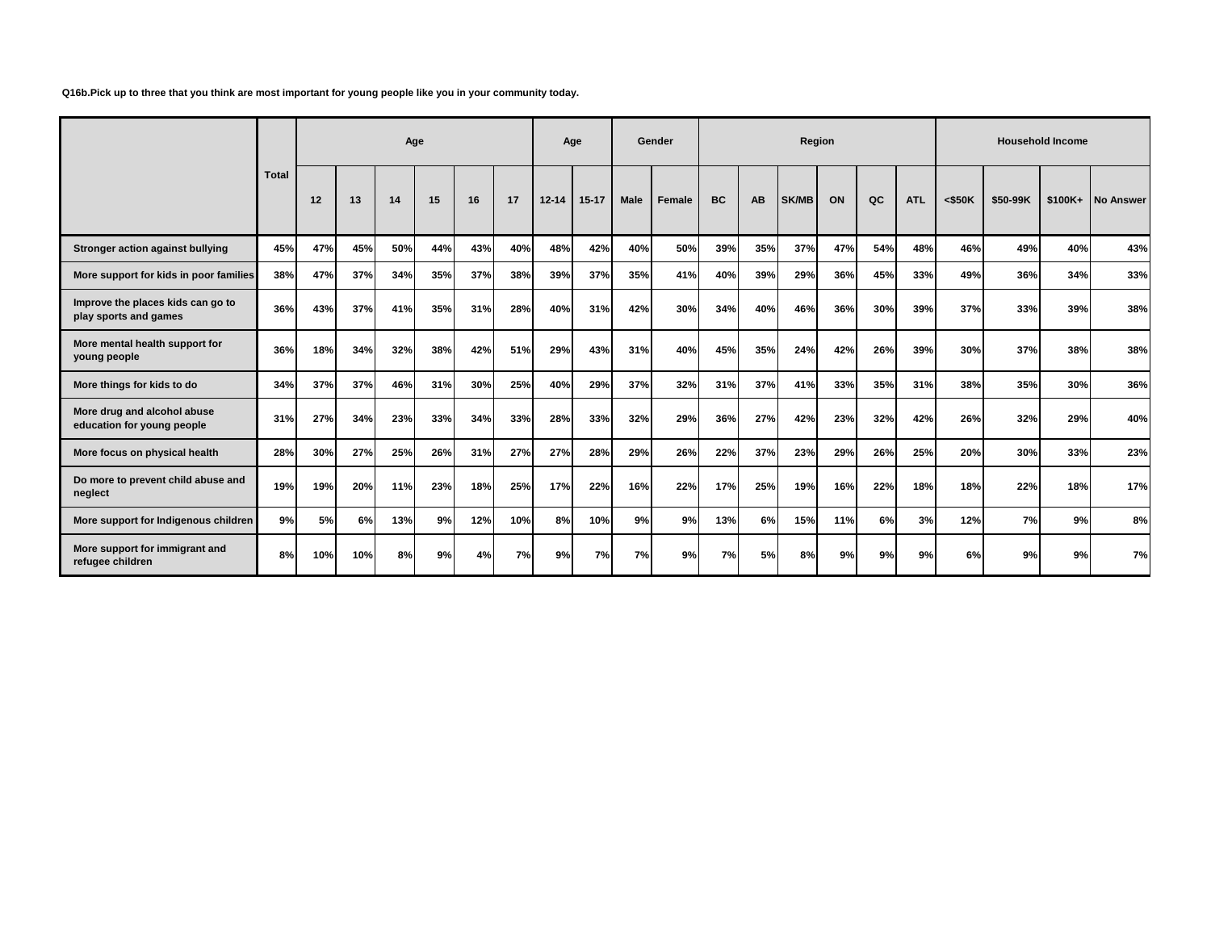**Q16b.Pick up to three that you think are most important for young people like you in your community today.**

| | Total | Age | | | | | | Age | | Gender | | Region | | | | | | Household Income | | | |
|---|---|---|---|---|---|---|---|---|---|---|---|---|---|---|---|---|---|---|---|---|---|
| | | 12 | 13 | 14 | 15 | 16 | 17 | 12-14 | 15-17 | Male | Female | BC | AB | SK/MB | ON | QC | ATL | <$50K | $50-99K | $100K+ | No Answer |
| Stronger action against bullying | 45% | 47% | 45% | 50% | 44% | 43% | 40% | 48% | 42% | 40% | 50% | 39% | 35% | 37% | 47% | 54% | 48% | 46% | 49% | 40% | 43% |
| More support for kids in poor families | 38% | 47% | 37% | 34% | 35% | 37% | 38% | 39% | 37% | 35% | 41% | 40% | 39% | 29% | 36% | 45% | 33% | 49% | 36% | 34% | 33% |
| Improve the places kids can go to play sports and games | 36% | 43% | 37% | 41% | 35% | 31% | 28% | 40% | 31% | 42% | 30% | 34% | 40% | 46% | 36% | 30% | 39% | 37% | 33% | 39% | 38% |
| More mental health support for young people | 36% | 18% | 34% | 32% | 38% | 42% | 51% | 29% | 43% | 31% | 40% | 45% | 35% | 24% | 42% | 26% | 39% | 30% | 37% | 38% | 38% |
| More things for kids to do | 34% | 37% | 37% | 46% | 31% | 30% | 25% | 40% | 29% | 37% | 32% | 31% | 37% | 41% | 33% | 35% | 31% | 38% | 35% | 30% | 36% |
| More drug and alcohol abuse education for young people | 31% | 27% | 34% | 23% | 33% | 34% | 33% | 28% | 33% | 32% | 29% | 36% | 27% | 42% | 23% | 32% | 42% | 26% | 32% | 29% | 40% |
| More focus on physical health | 28% | 30% | 27% | 25% | 26% | 31% | 27% | 27% | 28% | 29% | 26% | 22% | 37% | 23% | 29% | 26% | 25% | 20% | 30% | 33% | 23% |
| Do more to prevent child abuse and neglect | 19% | 19% | 20% | 11% | 23% | 18% | 25% | 17% | 22% | 16% | 22% | 17% | 25% | 19% | 16% | 22% | 18% | 18% | 22% | 18% | 17% |
| More support for Indigenous children | 9% | 5% | 6% | 13% | 9% | 12% | 10% | 8% | 10% | 9% | 9% | 13% | 6% | 15% | 11% | 6% | 3% | 12% | 7% | 9% | 8% |
| More support for immigrant and refugee children | 8% | 10% | 10% | 8% | 9% | 4% | 7% | 9% | 7% | 7% | 9% | 7% | 5% | 8% | 9% | 9% | 9% | 6% | 9% | 9% | 7% |